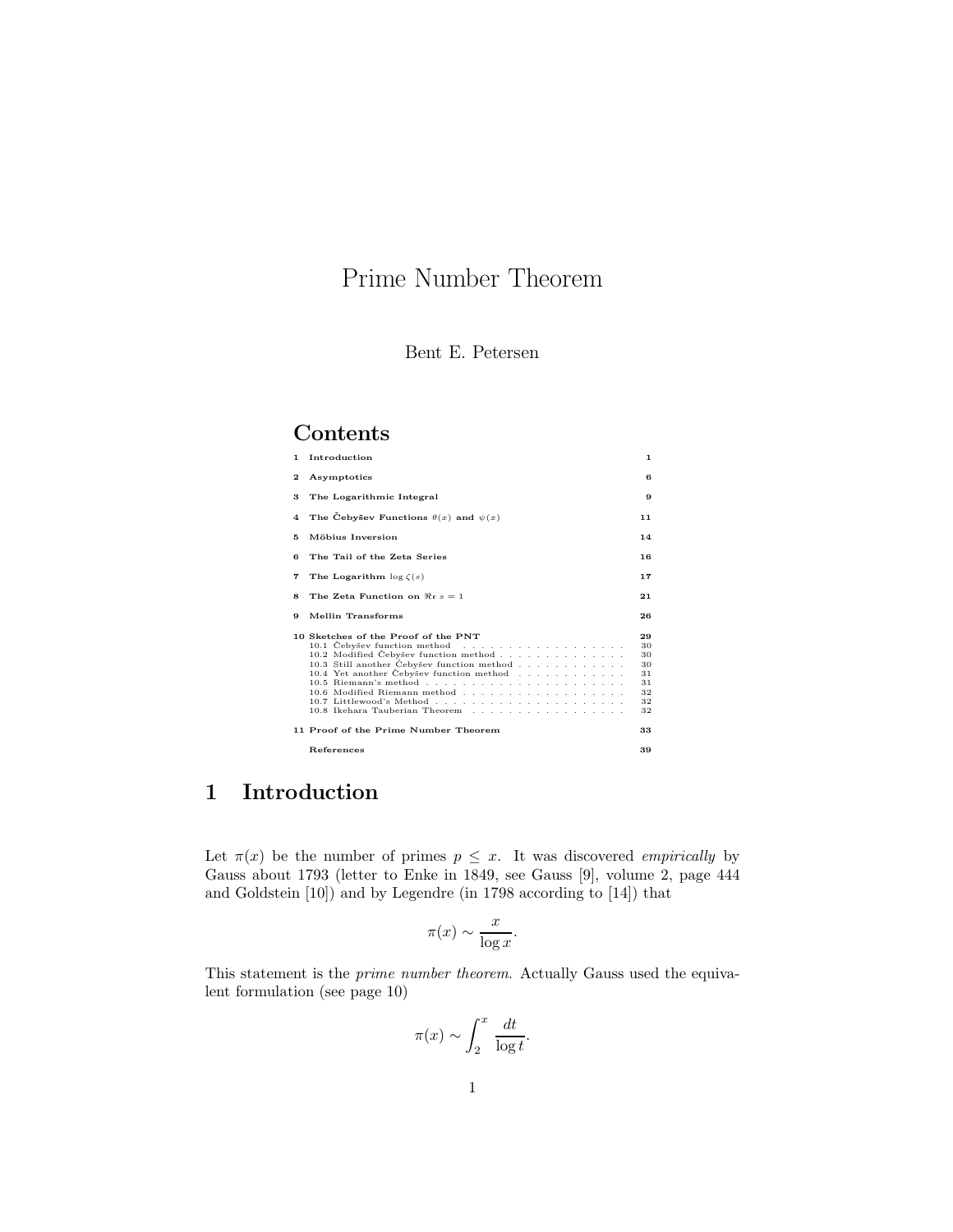# Prime Number Theorem

Bent E. Petersen

## Contents

| | | |
|---|---|---|
| 1 | Introduction | 1 |
| 2 | Asymptotics | 6 |
| 3 | The Logarithmic Integral | 9 |
| 4 | The Čebyšev Functions $\theta(x)$ and $\psi(x)$ | 11 |
| 5 | Möbius Inversion | 14 |
| 6 | The Tail of the Zeta Series | 16 |
| 7 | The Logarithm $\log \zeta(s)$ | 17 |
| 8 | The Zeta Function on $\Re\mathfrak{e}\ s = 1$ | 21 |
| 9 | Mellin Transforms | 26 |
| 10 | Sketches of the Proof of the PNT | 29 |
| | 10.1 Čebyšev function method | 30 |
| | 10.2 Modified Čebyšev function method | 30 |
| | 10.3 Still another Čebyšev function method | 30 |
| | 10.4 Yet another Čebyšev function method | 31 |
| | 10.5 Riemann's method | 31 |
| | 10.6 Modified Riemann method | 32 |
| | 10.7 Littlewood's Method | 32 |
| | 10.8 Ikehara Tauberian Theorem | 32 |
| 11 | Proof of the Prime Number Theorem | 33 |
| | References | 39 |

## 1 Introduction

Let $\pi(x)$ be the number of primes $p \leq x$. It was discovered *empirically* by Gauss about 1793 (letter to Enke in 1849, see Gauss [9], volume 2, page 444 and Goldstein [10]) and by Legendre (in 1798 according to [14]) that

$$\pi(x) \sim \frac{x}{\log x}.$$

This statement is the *prime number theorem*. Actually Gauss used the equivalent formulation (see page 10)

$$\pi(x) \sim \int_2^x \frac{dt}{\log t}.$$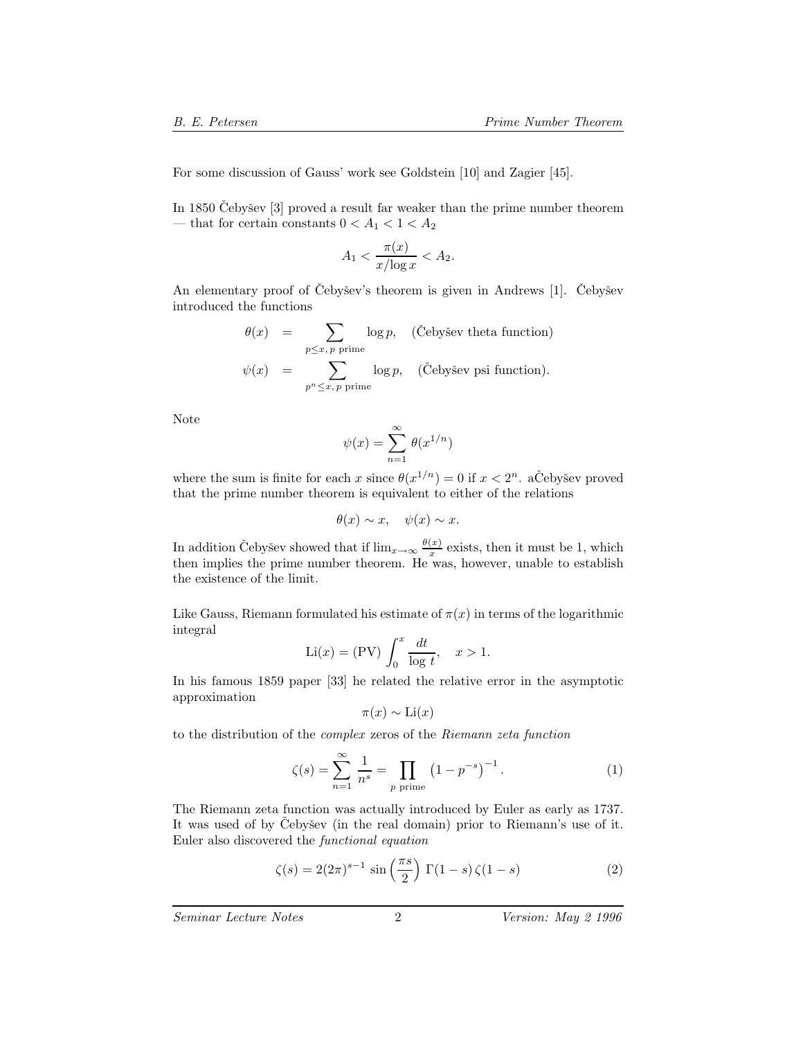For some discussion of Gauss' work see Goldstein [10] and Zagier [45].

In 1850 Čebyšev [3] proved a result far weaker than the prime number theorem — that for certain constants $0 < A_1 < 1 < A_2$

$$A_1 < \frac{\pi(x)}{x/\log x} < A_2.$$

An elementary proof of Čebyšev's theorem is given in Andrews [1]. Čebyšev introduced the functions

$$\begin{aligned}
\theta(x) &= \sum_{p \le x,\, p \text{ prime}} \log p, \quad \text{(Čebyšev theta function)} \\
\psi(x) &= \sum_{p^n \le x,\, p \text{ prime}} \log p, \quad \text{(Čebyšev psi function).}
\end{aligned}$$

Note

$$\psi(x) = \sum_{n=1}^{\infty} \theta(x^{1/n})$$

where the sum is finite for each $x$ since $\theta(x^{1/n}) = 0$ if $x < 2^n$. aČebyšev proved that the prime number theorem is equivalent to either of the relations

$$\theta(x) \sim x, \quad \psi(x) \sim x.$$

In addition Čebyšev showed that if $\lim_{x\to\infty} \frac{\theta(x)}{x}$ exists, then it must be 1, which then implies the prime number theorem. He was, however, unable to establish the existence of the limit.

Like Gauss, Riemann formulated his estimate of $\pi(x)$ in terms of the logarithmic integral

$$\mathrm{Li}(x) = (\mathrm{PV}) \int_0^x \frac{dt}{\log t}, \quad x > 1.$$

In his famous 1859 paper [33] he related the relative error in the asymptotic approximation

$$\pi(x) \sim \mathrm{Li}(x)$$

to the distribution of the *complex* zeros of the *Riemann zeta function*

$$\zeta(s) = \sum_{n=1}^{\infty} \frac{1}{n^s} = \prod_{p \text{ prime}} \left(1 - p^{-s}\right)^{-1}. \tag{1}$$

The Riemann zeta function was actually introduced by Euler as early as 1737. It was used of by Čebyšev (in the real domain) prior to Riemann's use of it. Euler also discovered the *functional equation*

$$\zeta(s) = 2(2\pi)^{s-1} \sin\left(\frac{\pi s}{2}\right) \Gamma(1-s)\, \zeta(1-s) \tag{2}$$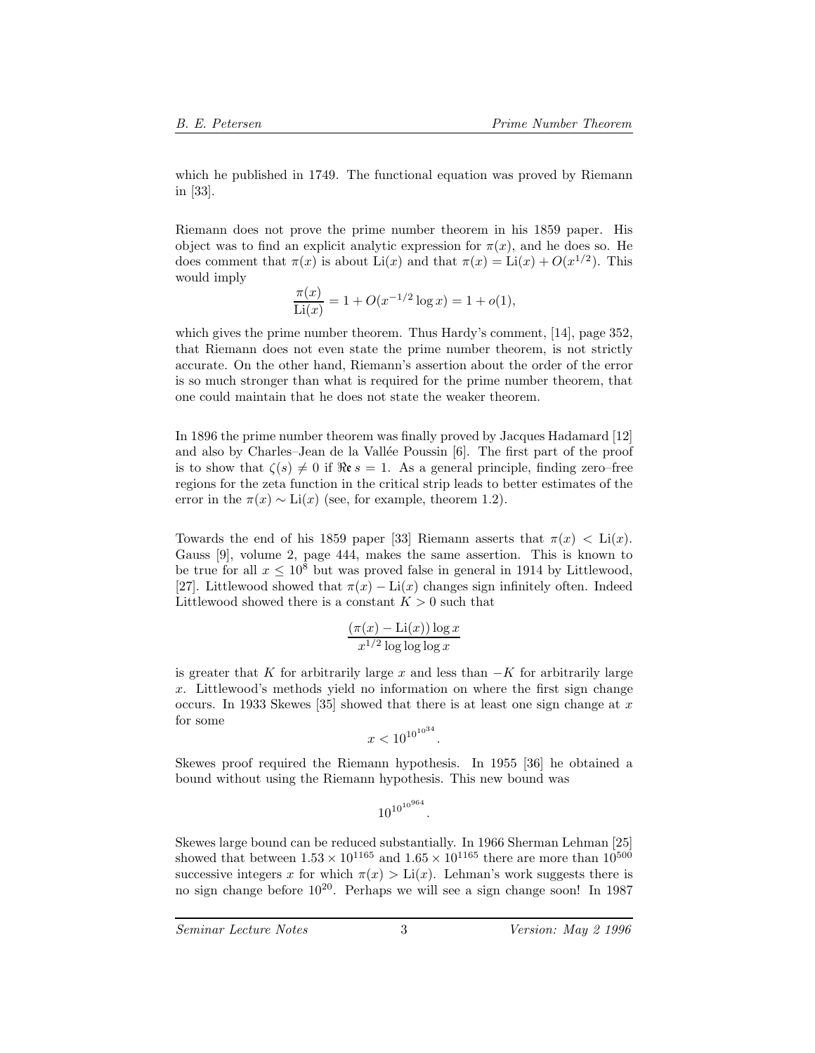which he published in 1749. The functional equation was proved by Riemann in [33].

Riemann does not prove the prime number theorem in his 1859 paper. His object was to find an explicit analytic expression for $\pi(x)$, and he does so. He does comment that $\pi(x)$ is about $\mathrm{Li}(x)$ and that $\pi(x) = \mathrm{Li}(x) + O(x^{1/2})$. This would imply

$$\frac{\pi(x)}{\mathrm{Li}(x)} = 1 + O(x^{-1/2}\log x) = 1 + o(1),$$

which gives the prime number theorem. Thus Hardy's comment, [14], page 352, that Riemann does not even state the prime number theorem, is not strictly accurate. On the other hand, Riemann's assertion about the order of the error is so much stronger than what is required for the prime number theorem, that one could maintain that he does not state the weaker theorem.

In 1896 the prime number theorem was finally proved by Jacques Hadamard [12] and also by Charles–Jean de la Vallée Poussin [6]. The first part of the proof is to show that $\zeta(s) \neq 0$ if $\Re\mathfrak{e}\, s = 1$. As a general principle, finding zero–free regions for the zeta function in the critical strip leads to better estimates of the error in the $\pi(x) \sim \mathrm{Li}(x)$ (see, for example, theorem 1.2).

Towards the end of his 1859 paper [33] Riemann asserts that $\pi(x) < \mathrm{Li}(x)$. Gauss [9], volume 2, page 444, makes the same assertion. This is known to be true for all $x \leq 10^8$ but was proved false in general in 1914 by Littlewood, [27]. Littlewood showed that $\pi(x) - \mathrm{Li}(x)$ changes sign infinitely often. Indeed Littlewood showed there is a constant $K > 0$ such that

$$\frac{(\pi(x) - \mathrm{Li}(x))\log x}{x^{1/2}\log\log\log x}$$

is greater that $K$ for arbitrarily large $x$ and less than $-K$ for arbitrarily large $x$. Littlewood's methods yield no information on where the first sign change occurs. In 1933 Skewes [35] showed that there is at least one sign change at $x$ for some

$$x < 10^{10^{10^{34}}}.$$

Skewes proof required the Riemann hypothesis. In 1955 [36] he obtained a bound without using the Riemann hypothesis. This new bound was

$$10^{10^{10^{964}}}.$$

Skewes large bound can be reduced substantially. In 1966 Sherman Lehman [25] showed that between $1.53 \times 10^{1165}$ and $1.65 \times 10^{1165}$ there are more than $10^{500}$ successive integers $x$ for which $\pi(x) > \mathrm{Li}(x)$. Lehman's work suggests there is no sign change before $10^{20}$. Perhaps we will see a sign change soon! In 1987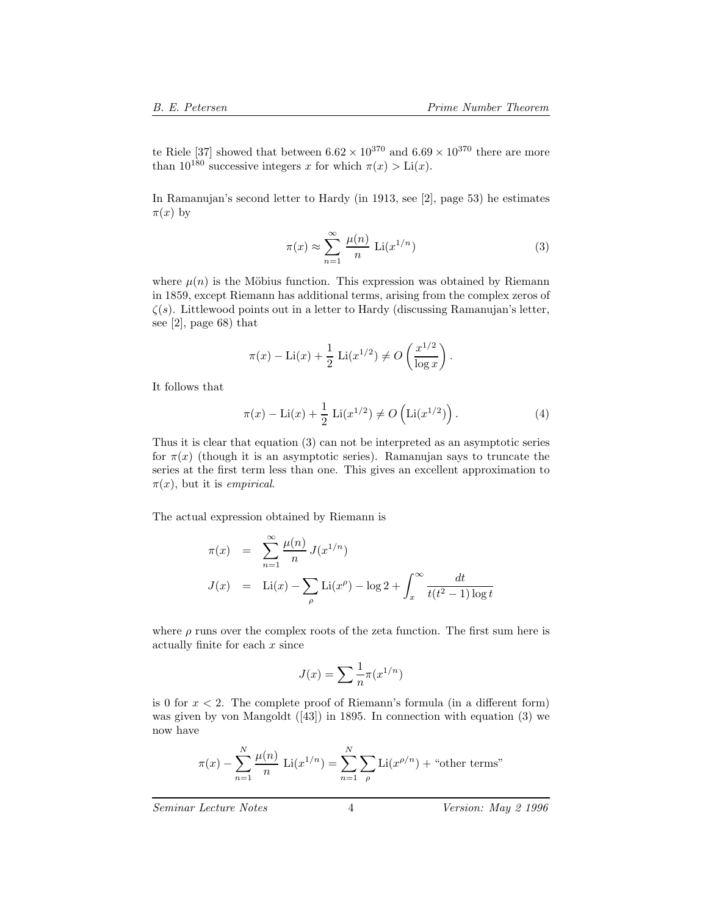te Riele [37] showed that between $6.62 \times 10^{370}$ and $6.69 \times 10^{370}$ there are more than $10^{180}$ successive integers $x$ for which $\pi(x) > \mathrm{Li}(x)$.

In Ramanujan's second letter to Hardy (in 1913, see [2], page 53) he estimates $\pi(x)$ by

$$\pi(x) \approx \sum_{n=1}^{\infty} \frac{\mu(n)}{n} \, \mathrm{Li}(x^{1/n}) \tag{3}$$

where $\mu(n)$ is the Möbius function. This expression was obtained by Riemann in 1859, except Riemann has additional terms, arising from the complex zeros of $\zeta(s)$. Littlewood points out in a letter to Hardy (discussing Ramanujan's letter, see [2], page 68) that

$$\pi(x) - \mathrm{Li}(x) + \frac{1}{2} \, \mathrm{Li}(x^{1/2}) \neq O\left(\frac{x^{1/2}}{\log x}\right).$$

It follows that

$$\pi(x) - \mathrm{Li}(x) + \frac{1}{2} \, \mathrm{Li}(x^{1/2}) \neq O\left(\mathrm{Li}(x^{1/2})\right). \tag{4}$$

Thus it is clear that equation (3) can not be interpreted as an asymptotic series for $\pi(x)$ (though it is an asymptotic series). Ramanujan says to truncate the series at the first term less than one. This gives an excellent approximation to $\pi(x)$, but it is *empirical*.

The actual expression obtained by Riemann is

$$\begin{aligned}
\pi(x) &= \sum_{n=1}^{\infty} \frac{\mu(n)}{n} \, J(x^{1/n}) \\
J(x) &= \mathrm{Li}(x) - \sum_{\rho} \mathrm{Li}(x^{\rho}) - \log 2 + \int_{x}^{\infty} \frac{dt}{t(t^2-1)\log t}
\end{aligned}$$

where $\rho$ runs over the complex roots of the zeta function. The first sum here is actually finite for each $x$ since

$$J(x) = \sum \frac{1}{n} \pi(x^{1/n})$$

is 0 for $x < 2$. The complete proof of Riemann's formula (in a different form) was given by von Mangoldt ([43]) in 1895. In connection with equation (3) we now have

$$\pi(x) - \sum_{n=1}^{N} \frac{\mu(n)}{n} \, \mathrm{Li}(x^{1/n}) = \sum_{n=1}^{N} \sum_{\rho} \mathrm{Li}(x^{\rho/n}) + \text{“other terms”}$$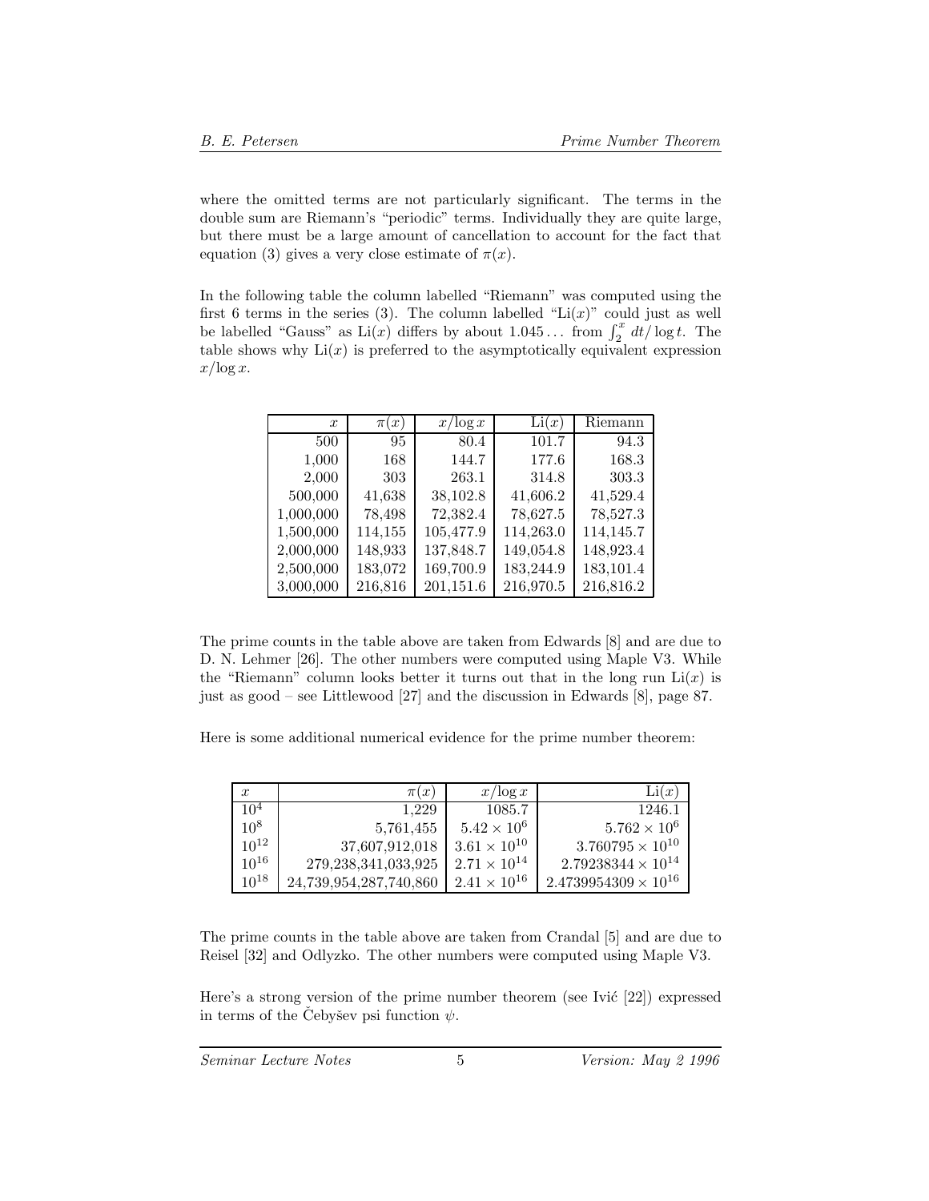where the omitted terms are not particularly significant. The terms in the double sum are Riemann's "periodic" terms. Individually they are quite large, but there must be a large amount of cancellation to account for the fact that equation (3) gives a very close estimate of $\pi(x)$.

In the following table the column labelled "Riemann" was computed using the first 6 terms in the series (3). The column labelled "$\mathrm{Li}(x)$" could just as well be labelled "Gauss" as $\mathrm{Li}(x)$ differs by about $1.045\ldots$ from $\int_2^x dt/\log t$. The table shows why $\mathrm{Li}(x)$ is preferred to the asymptotically equivalent expression $x/\log x$.

| $x$ | $\pi(x)$ | $x/\log x$ | $\mathrm{Li}(x)$ | Riemann |
|---:|---:|---:|---:|---:|
| 500 | 95 | 80.4 | 101.7 | 94.3 |
| 1,000 | 168 | 144.7 | 177.6 | 168.3 |
| 2,000 | 303 | 263.1 | 314.8 | 303.3 |
| 500,000 | 41,638 | 38,102.8 | 41,606.2 | 41,529.4 |
| 1,000,000 | 78,498 | 72,382.4 | 78,627.5 | 78,527.3 |
| 1,500,000 | 114,155 | 105,477.9 | 114,263.0 | 114,145.7 |
| 2,000,000 | 148,933 | 137,848.7 | 149,054.8 | 148,923.4 |
| 2,500,000 | 183,072 | 169,700.9 | 183,244.9 | 183,101.4 |
| 3,000,000 | 216,816 | 201,151.6 | 216,970.5 | 216,816.2 |

The prime counts in the table above are taken from Edwards [8] and are due to D. N. Lehmer [26]. The other numbers were computed using Maple V3. While the "Riemann" column looks better it turns out that in the long run $\mathrm{Li}(x)$ is just as good – see Littlewood [27] and the discussion in Edwards [8], page 87.

Here is some additional numerical evidence for the prime number theorem:

| $x$ | $\pi(x)$ | $x/\log x$ | $\mathrm{Li}(x)$ |
|---|---:|---|---:|
| $10^4$ | 1,229 | 1085.7 | 1246.1 |
| $10^8$ | 5,761,455 | $5.42 \times 10^6$ | $5.762 \times 10^6$ |
| $10^{12}$ | 37,607,912,018 | $3.61 \times 10^{10}$ | $3.760795 \times 10^{10}$ |
| $10^{16}$ | 279,238,341,033,925 | $2.71 \times 10^{14}$ | $2.79238344 \times 10^{14}$ |
| $10^{18}$ | 24,739,954,287,740,860 | $2.41 \times 10^{16}$ | $2.4739954309 \times 10^{16}$ |

The prime counts in the table above are taken from Crandal [5] and are due to Reisel [32] and Odlyzko. The other numbers were computed using Maple V3.

Here's a strong version of the prime number theorem (see Ivić [22]) expressed in terms of the Čebyšev psi function $\psi$.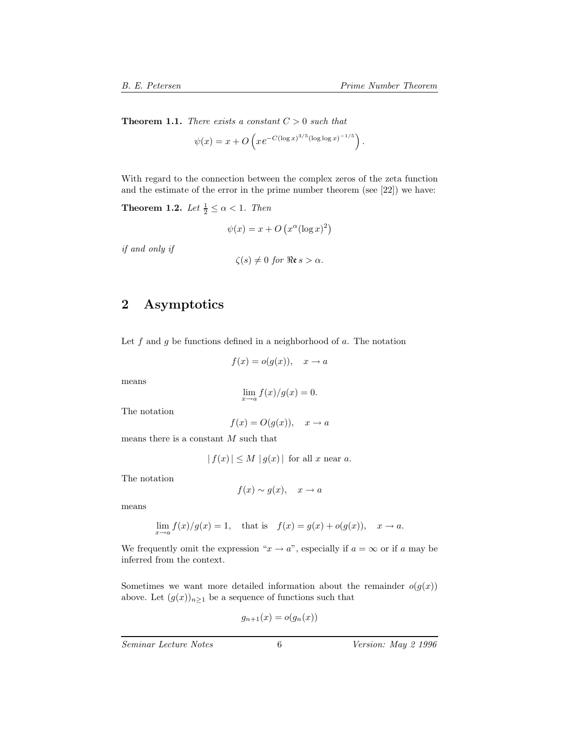**Theorem 1.1.** *There exists a constant $C > 0$ such that*

$$\psi(x) = x + O\left(x e^{-C(\log x)^{3/5}(\log\log x)^{-1/5}}\right).$$

With regard to the connection between the complex zeros of the zeta function and the estimate of the error in the prime number theorem (see [22]) we have:

**Theorem 1.2.** *Let $\frac{1}{2} \leq \alpha < 1$. Then*

$$\psi(x) = x + O\left(x^{\alpha}(\log x)^2\right)$$

*if and only if*

$$\zeta(s) \neq 0 \text{ for } \mathfrak{Re}\, s > \alpha.$$

## 2 Asymptotics

Let $f$ and $g$ be functions defined in a neighborhood of $a$. The notation

$$f(x) = o(g(x)), \quad x \to a$$

means

$$\lim_{x \to a} f(x)/g(x) = 0.$$

The notation

$$f(x) = O(g(x)), \quad x \to a$$

means there is a constant $M$ such that

$$|\, f(x)\,| \leq M \,|\, g(x)\,| \text{ for all } x \text{ near } a.$$

The notation

$$f(x) \sim g(x), \quad x \to a$$

means

$$\lim_{x \to a} f(x)/g(x) = 1, \quad \text{that is} \quad f(x) = g(x) + o(g(x)), \quad x \to a.$$

We frequently omit the expression "$x \to a$", especially if $a = \infty$ or if $a$ may be inferred from the context.

Sometimes we want more detailed information about the remainder $o(g(x))$ above. Let $(g(x))_{n \geq 1}$ be a sequence of functions such that

$$g_{n+1}(x) = o(g_n(x))$$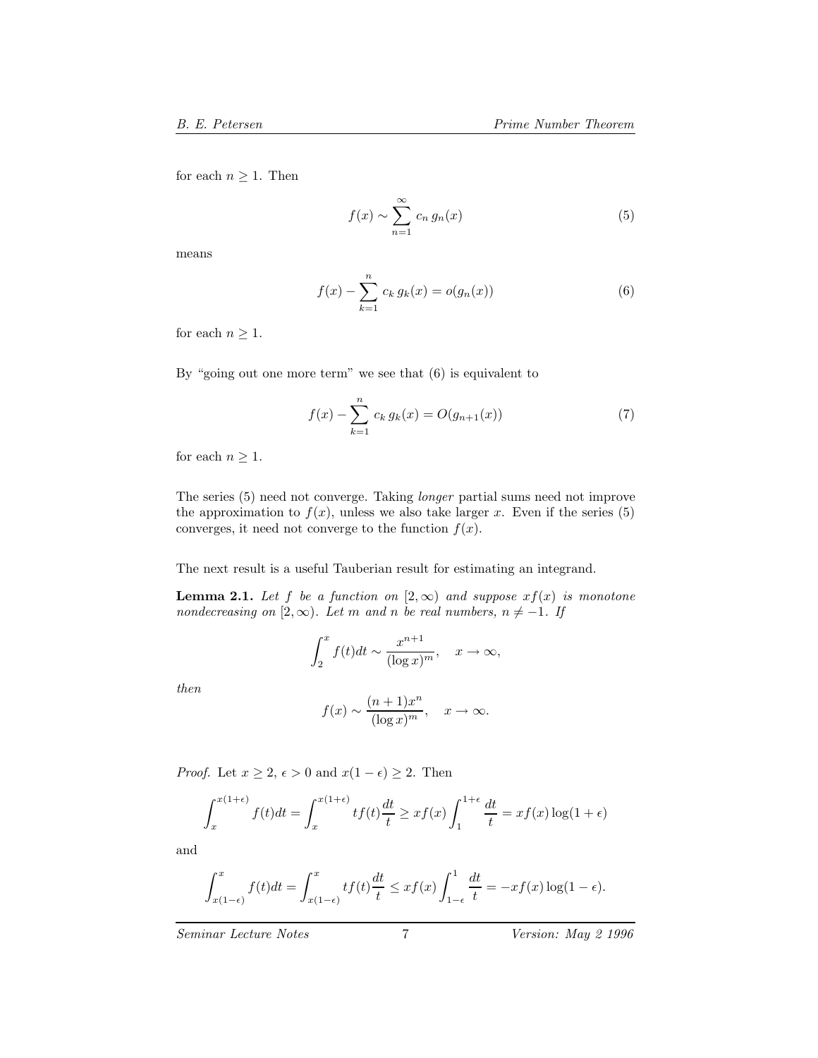for each $n \geq 1$. Then

$$f(x) \sim \sum_{n=1}^{\infty} c_n \, g_n(x) \tag{5}$$

means

$$f(x) - \sum_{k=1}^{n} c_k \, g_k(x) = o(g_n(x)) \tag{6}$$

for each $n \geq 1$.

By "going out one more term" we see that (6) is equivalent to

$$f(x) - \sum_{k=1}^{n} c_k \, g_k(x) = O(g_{n+1}(x)) \tag{7}$$

for each $n \geq 1$.

The series (5) need not converge. Taking *longer* partial sums need not improve the approximation to $f(x)$, unless we also take larger $x$. Even if the series (5) converges, it need not converge to the function $f(x)$.

The next result is a useful Tauberian result for estimating an integrand.

**Lemma 2.1.** *Let $f$ be a function on $[2, \infty)$ and suppose $xf(x)$ is monotone nondecreasing on $[2, \infty)$. Let $m$ and $n$ be real numbers, $n \neq -1$. If*

$$\int_2^x f(t)dt \sim \frac{x^{n+1}}{(\log x)^m}, \quad x \to \infty,$$

*then*

$$f(x) \sim \frac{(n+1)x^n}{(\log x)^m}, \quad x \to \infty.$$

*Proof.* Let $x \geq 2$, $\epsilon > 0$ and $x(1-\epsilon) \geq 2$. Then

$$\int_x^{x(1+\epsilon)} f(t)dt = \int_x^{x(1+\epsilon)} tf(t)\frac{dt}{t} \geq xf(x) \int_1^{1+\epsilon} \frac{dt}{t} = xf(x)\log(1+\epsilon)$$

and

$$\int_{x(1-\epsilon)}^{x} f(t)dt = \int_{x(1-\epsilon)}^{x} tf(t)\frac{dt}{t} \leq xf(x) \int_{1-\epsilon}^{1} \frac{dt}{t} = -xf(x)\log(1-\epsilon).$$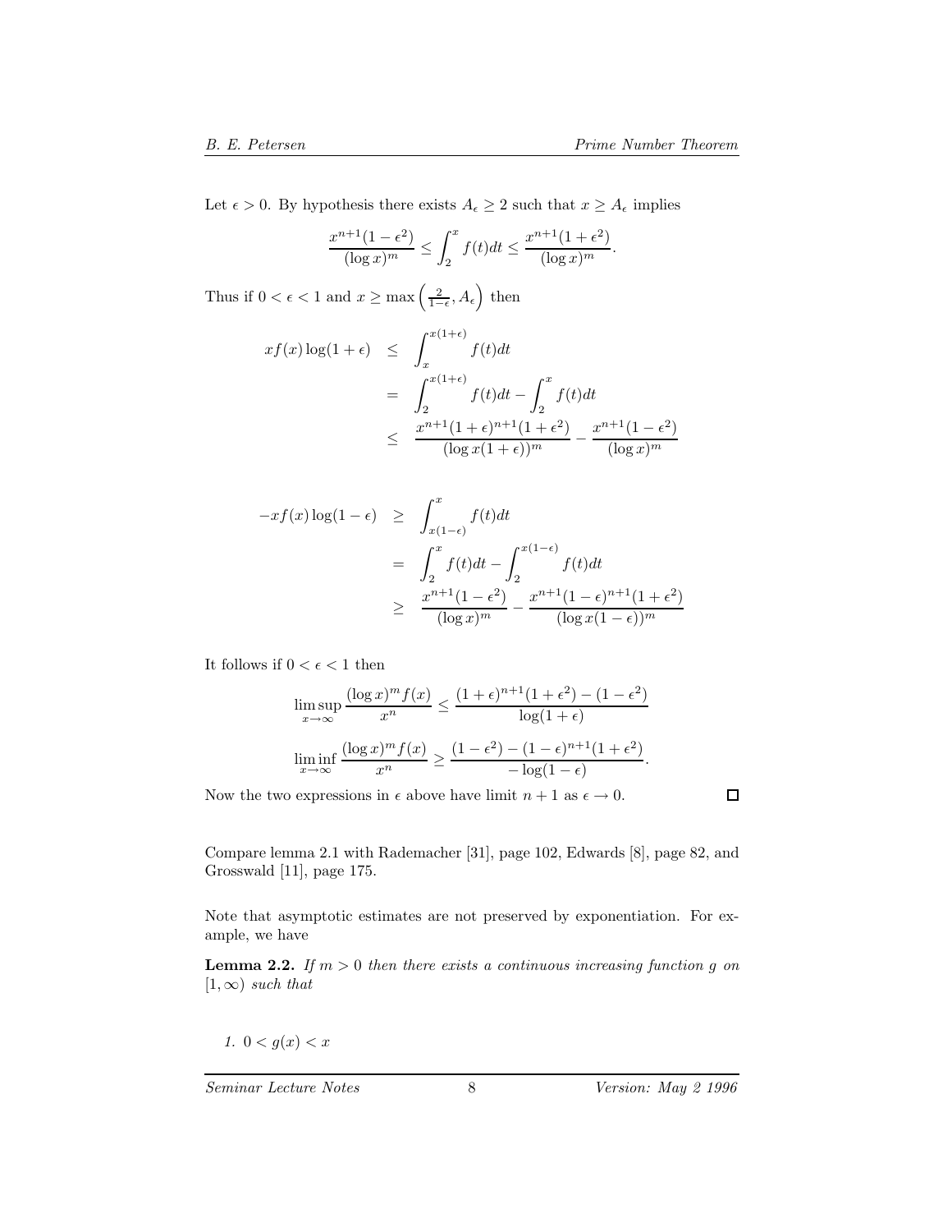Let $\epsilon > 0$. By hypothesis there exists $A_\epsilon \geq 2$ such that $x \geq A_\epsilon$ implies

$$\frac{x^{n+1}(1-\epsilon^2)}{(\log x)^m} \leq \int_2^x f(t)dt \leq \frac{x^{n+1}(1+\epsilon^2)}{(\log x)^m}.$$

Thus if $0 < \epsilon < 1$ and $x \geq \max\left(\frac{2}{1-\epsilon}, A_\epsilon\right)$ then

$$\begin{aligned}
xf(x)\log(1+\epsilon) &\leq \int_x^{x(1+\epsilon)} f(t)dt \\
&= \int_2^{x(1+\epsilon)} f(t)dt - \int_2^x f(t)dt \\
&\leq \frac{x^{n+1}(1+\epsilon)^{n+1}(1+\epsilon^2)}{(\log x(1+\epsilon))^m} - \frac{x^{n+1}(1-\epsilon^2)}{(\log x)^m}
\end{aligned}$$

$$\begin{aligned}
-xf(x)\log(1-\epsilon) &\geq \int_{x(1-\epsilon)}^x f(t)dt \\
&= \int_2^x f(t)dt - \int_2^{x(1-\epsilon)} f(t)dt \\
&\geq \frac{x^{n+1}(1-\epsilon^2)}{(\log x)^m} - \frac{x^{n+1}(1-\epsilon)^{n+1}(1+\epsilon^2)}{(\log x(1-\epsilon))^m}
\end{aligned}$$

It follows if $0 < \epsilon < 1$ then

$$\limsup_{x\to\infty} \frac{(\log x)^m f(x)}{x^n} \leq \frac{(1+\epsilon)^{n+1}(1+\epsilon^2) - (1-\epsilon^2)}{\log(1+\epsilon)}$$

$$\liminf_{x\to\infty} \frac{(\log x)^m f(x)}{x^n} \geq \frac{(1-\epsilon^2) - (1-\epsilon)^{n+1}(1+\epsilon^2)}{-\log(1-\epsilon)}.$$

Now the two expressions in $\epsilon$ above have limit $n+1$ as $\epsilon \to 0$. ∎

Compare lemma 2.1 with Rademacher [31], page 102, Edwards [8], page 82, and Grosswald [11], page 175.

Note that asymptotic estimates are not preserved by exponentiation. For example, we have

**Lemma 2.2.** *If $m > 0$ then there exists a continuous increasing function $g$ on $[1, \infty)$ such that*

1. $0 < g(x) < x$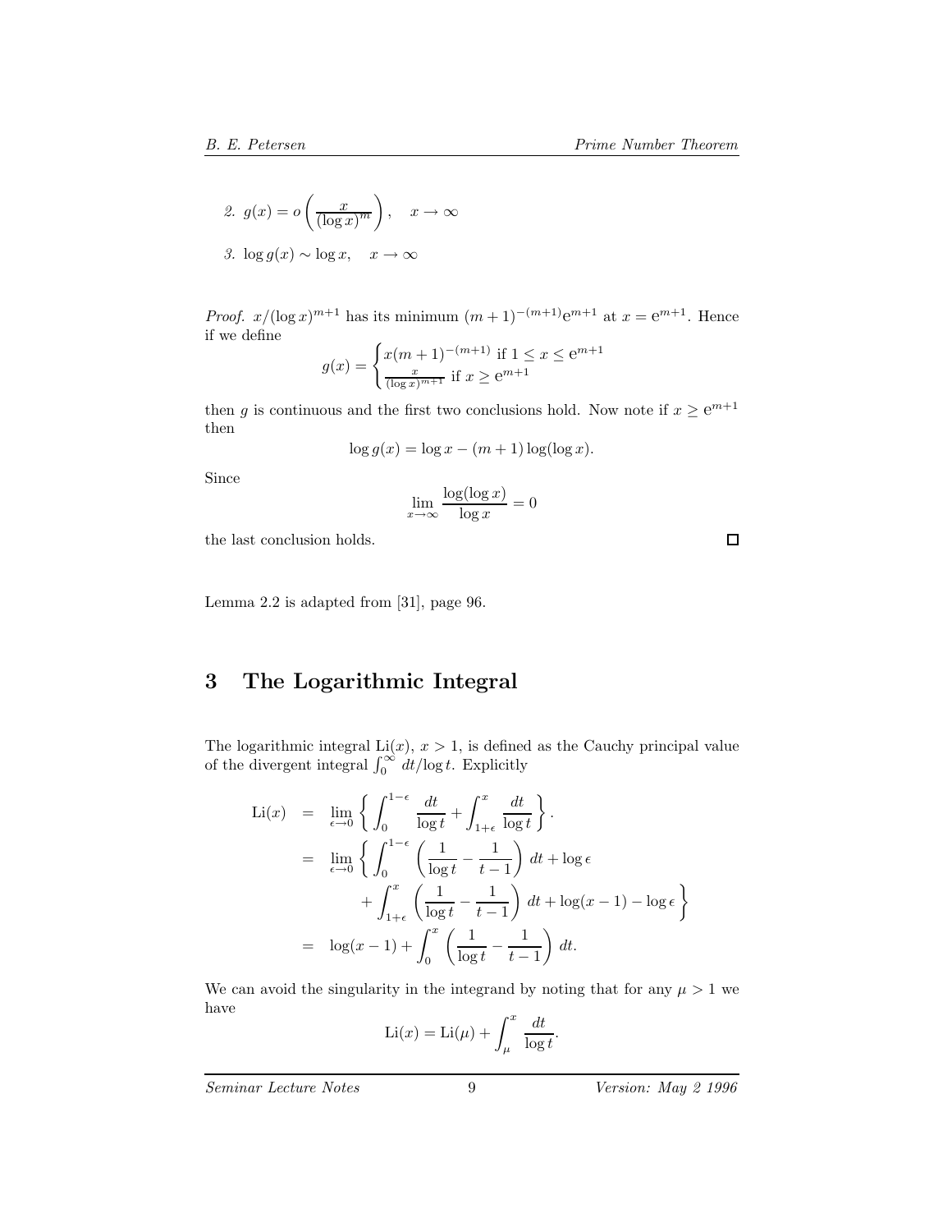*2.* $g(x) = o\left(\frac{x}{(\log x)^m}\right), \quad x \to \infty$

*3.* $\log g(x) \sim \log x, \quad x \to \infty$

*Proof.* $x/(\log x)^{m+1}$ has its minimum $(m+1)^{-(m+1)}\mathrm{e}^{m+1}$ at $x = \mathrm{e}^{m+1}$. Hence if we define

$$g(x) = \begin{cases} x(m+1)^{-(m+1)} & \text{if } 1 \le x \le \mathrm{e}^{m+1} \\ \frac{x}{(\log x)^{m+1}} & \text{if } x \ge \mathrm{e}^{m+1} \end{cases}$$

then $g$ is continuous and the first two conclusions hold. Now note if $x \ge \mathrm{e}^{m+1}$ then

$$\log g(x) = \log x - (m+1)\log(\log x).$$

Since

$$\lim_{x\to\infty} \frac{\log(\log x)}{\log x} = 0$$

the last conclusion holds. □

Lemma 2.2 is adapted from [31], page 96.

# 3 The Logarithmic Integral

The logarithmic integral $\mathrm{Li}(x)$, $x > 1$, is defined as the Cauchy principal value of the divergent integral $\int_0^\infty dt/\log t$. Explicitly

$$\begin{aligned}
\mathrm{Li}(x) &= \lim_{\epsilon\to 0} \left\{ \int_0^{1-\epsilon} \frac{dt}{\log t} + \int_{1+\epsilon}^{x} \frac{dt}{\log t} \right\}. \\
&= \lim_{\epsilon\to 0} \left\{ \int_0^{1-\epsilon} \left( \frac{1}{\log t} - \frac{1}{t-1} \right) dt + \log\epsilon \right. \\
&\qquad \left. + \int_{1+\epsilon}^{x} \left( \frac{1}{\log t} - \frac{1}{t-1} \right) dt + \log(x-1) - \log\epsilon \right\} \\
&= \log(x-1) + \int_0^x \left( \frac{1}{\log t} - \frac{1}{t-1} \right) dt.
\end{aligned}$$

We can avoid the singularity in the integrand by noting that for any $\mu > 1$ we have

$$\mathrm{Li}(x) = \mathrm{Li}(\mu) + \int_\mu^x \frac{dt}{\log t}.$$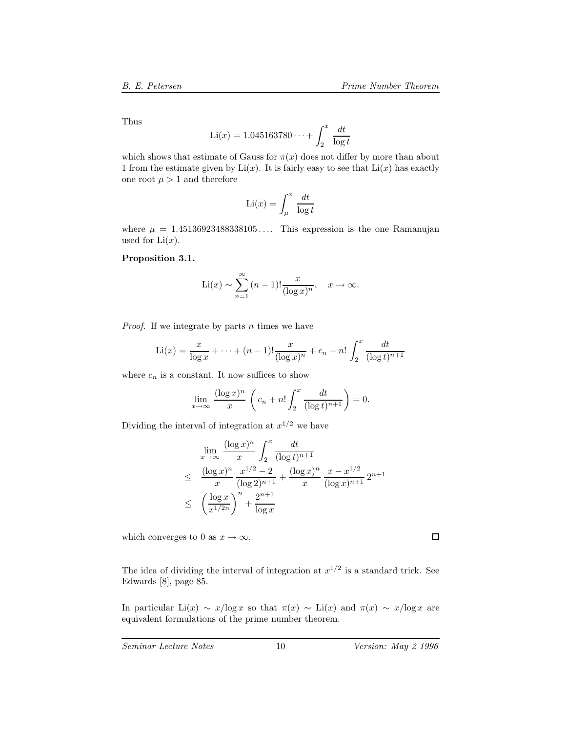Thus

$$\mathrm{Li}(x) = 1.045163780\cdots + \int_2^x \frac{dt}{\log t}$$

which shows that estimate of Gauss for $\pi(x)$ does not differ by more than about 1 from the estimate given by $\mathrm{Li}(x)$. It is fairly easy to see that $\mathrm{Li}(x)$ has exactly one root $\mu > 1$ and therefore

$$\mathrm{Li}(x) = \int_\mu^x \frac{dt}{\log t}$$

where $\mu = 1.45136923488338105\ldots$. This expression is the one Ramanujan used for $\mathrm{Li}(x)$.

**Proposition 3.1.**

$$\mathrm{Li}(x) \sim \sum_{n=1}^{\infty} (n-1)! \frac{x}{(\log x)^n}, \quad x \to \infty.$$

*Proof.* If we integrate by parts $n$ times we have

$$\mathrm{Li}(x) = \frac{x}{\log x} + \cdots + (n-1)! \frac{x}{(\log x)^n} + c_n + n! \int_2^x \frac{dt}{(\log t)^{n+1}}$$

where $c_n$ is a constant. It now suffices to show

$$\lim_{x\to\infty} \frac{(\log x)^n}{x} \left( c_n + n! \int_2^x \frac{dt}{(\log t)^{n+1}} \right) = 0.$$

Dividing the interval of integration at $x^{1/2}$ we have

$$\begin{aligned}
& \lim_{x\to\infty} \frac{(\log x)^n}{x} \int_2^x \frac{dt}{(\log t)^{n+1}} \\
\leq \quad & \frac{(\log x)^n}{x} \frac{x^{1/2} - 2}{(\log 2)^{n+1}} + \frac{(\log x)^n}{x} \frac{x - x^{1/2}}{(\log x)^{n+1}} 2^{n+1} \\
\leq \quad & \left( \frac{\log x}{x^{1/2n}} \right)^n + \frac{2^{n+1}}{\log x}
\end{aligned}$$

which converges to 0 as $x \to \infty$. □

The idea of dividing the interval of integration at $x^{1/2}$ is a standard trick. See Edwards [8], page 85.

In particular $\mathrm{Li}(x) \sim x/\log x$ so that $\pi(x) \sim \mathrm{Li}(x)$ and $\pi(x) \sim x/\log x$ are equivalent formulations of the prime number theorem.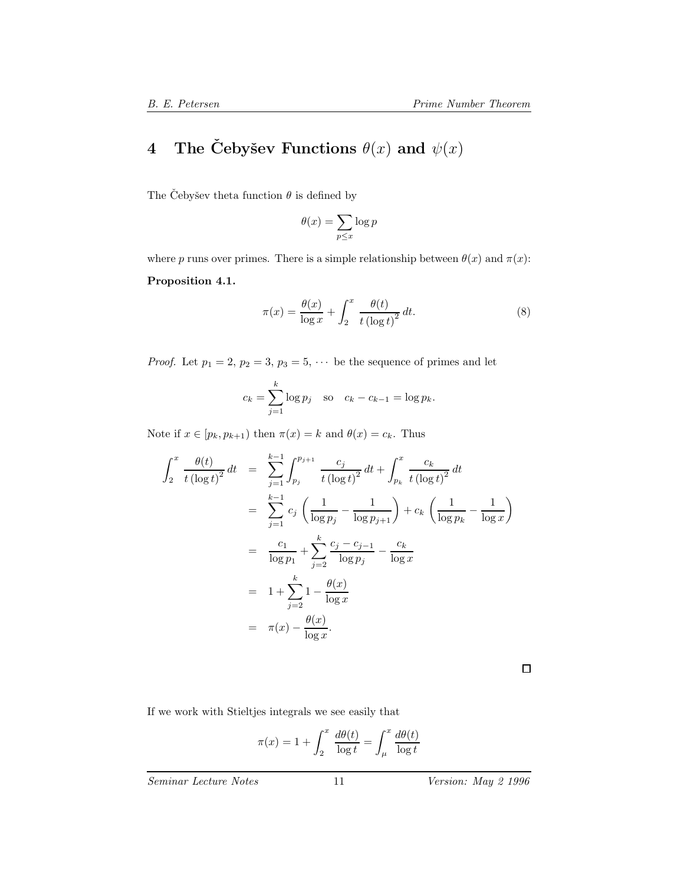# 4 The Čebyšev Functions $\theta(x)$ and $\psi(x)$

The Čebyšev theta function $\theta$ is defined by

$$\theta(x) = \sum_{p \leq x} \log p$$

where $p$ runs over primes. There is a simple relationship between $\theta(x)$ and $\pi(x)$:

**Proposition 4.1.**

$$\pi(x) = \frac{\theta(x)}{\log x} + \int_2^x \frac{\theta(t)}{t\,(\log t)^2}\,dt. \tag{8}$$

*Proof.* Let $p_1 = 2$, $p_2 = 3$, $p_3 = 5$, $\cdots$ be the sequence of primes and let

$$c_k = \sum_{j=1}^{k} \log p_j \quad \text{so} \quad c_k - c_{k-1} = \log p_k.$$

Note if $x \in [p_k, p_{k+1})$ then $\pi(x) = k$ and $\theta(x) = c_k$. Thus

$$\begin{aligned}
\int_2^x \frac{\theta(t)}{t\,(\log t)^2}\,dt &= \sum_{j=1}^{k-1} \int_{p_j}^{p_{j+1}} \frac{c_j}{t\,(\log t)^2}\,dt + \int_{p_k}^{x} \frac{c_k}{t\,(\log t)^2}\,dt \\
&= \sum_{j=1}^{k-1} c_j \left( \frac{1}{\log p_j} - \frac{1}{\log p_{j+1}} \right) + c_k \left( \frac{1}{\log p_k} - \frac{1}{\log x} \right) \\
&= \frac{c_1}{\log p_1} + \sum_{j=2}^{k} \frac{c_j - c_{j-1}}{\log p_j} - \frac{c_k}{\log x} \\
&= 1 + \sum_{j=2}^{k} 1 - \frac{\theta(x)}{\log x} \\
&= \pi(x) - \frac{\theta(x)}{\log x}.
\end{aligned}$$

□

If we work with Stieltjes integrals we see easily that

$$\pi(x) = 1 + \int_2^x \frac{d\theta(t)}{\log t} = \int_\mu^x \frac{d\theta(t)}{\log t}$$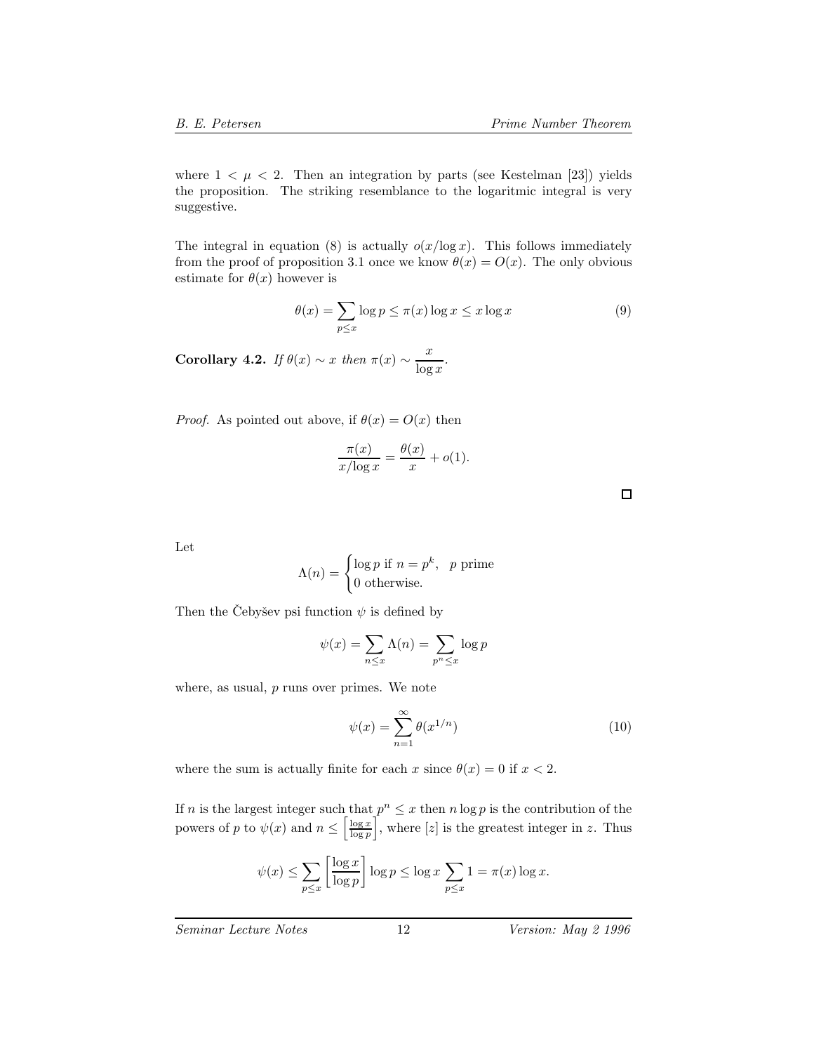where $1 < \mu < 2$. Then an integration by parts (see Kestelman [23]) yields the proposition. The striking resemblance to the logaritmic integral is very suggestive.

The integral in equation (8) is actually $o(x/\log x)$. This follows immediately from the proof of proposition 3.1 once we know $\theta(x) = O(x)$. The only obvious estimate for $\theta(x)$ however is

$$\theta(x) = \sum_{p \leq x} \log p \leq \pi(x) \log x \leq x \log x \tag{9}$$

**Corollary 4.2.** *If* $\theta(x) \sim x$ *then* $\pi(x) \sim \dfrac{x}{\log x}$.

*Proof.* As pointed out above, if $\theta(x) = O(x)$ then

$$\frac{\pi(x)}{x/\log x} = \frac{\theta(x)}{x} + o(1).$$

□

Let

$$\Lambda(n) = \begin{cases} \log p \text{ if } n = p^k, & p \text{ prime} \\ 0 \text{ otherwise.} \end{cases}$$

Then the Čebyšev psi function $\psi$ is defined by

$$\psi(x) = \sum_{n \leq x} \Lambda(n) = \sum_{p^n \leq x} \log p$$

where, as usual, $p$ runs over primes. We note

$$\psi(x) = \sum_{n=1}^{\infty} \theta(x^{1/n}) \tag{10}$$

where the sum is actually finite for each $x$ since $\theta(x) = 0$ if $x < 2$.

If $n$ is the largest integer such that $p^n \leq x$ then $n \log p$ is the contribution of the powers of $p$ to $\psi(x)$ and $n \leq \left[\frac{\log x}{\log p}\right]$, where $[z]$ is the greatest integer in $z$. Thus

$$\psi(x) \leq \sum_{p \leq x} \left[\frac{\log x}{\log p}\right] \log p \leq \log x \sum_{p \leq x} 1 = \pi(x) \log x.$$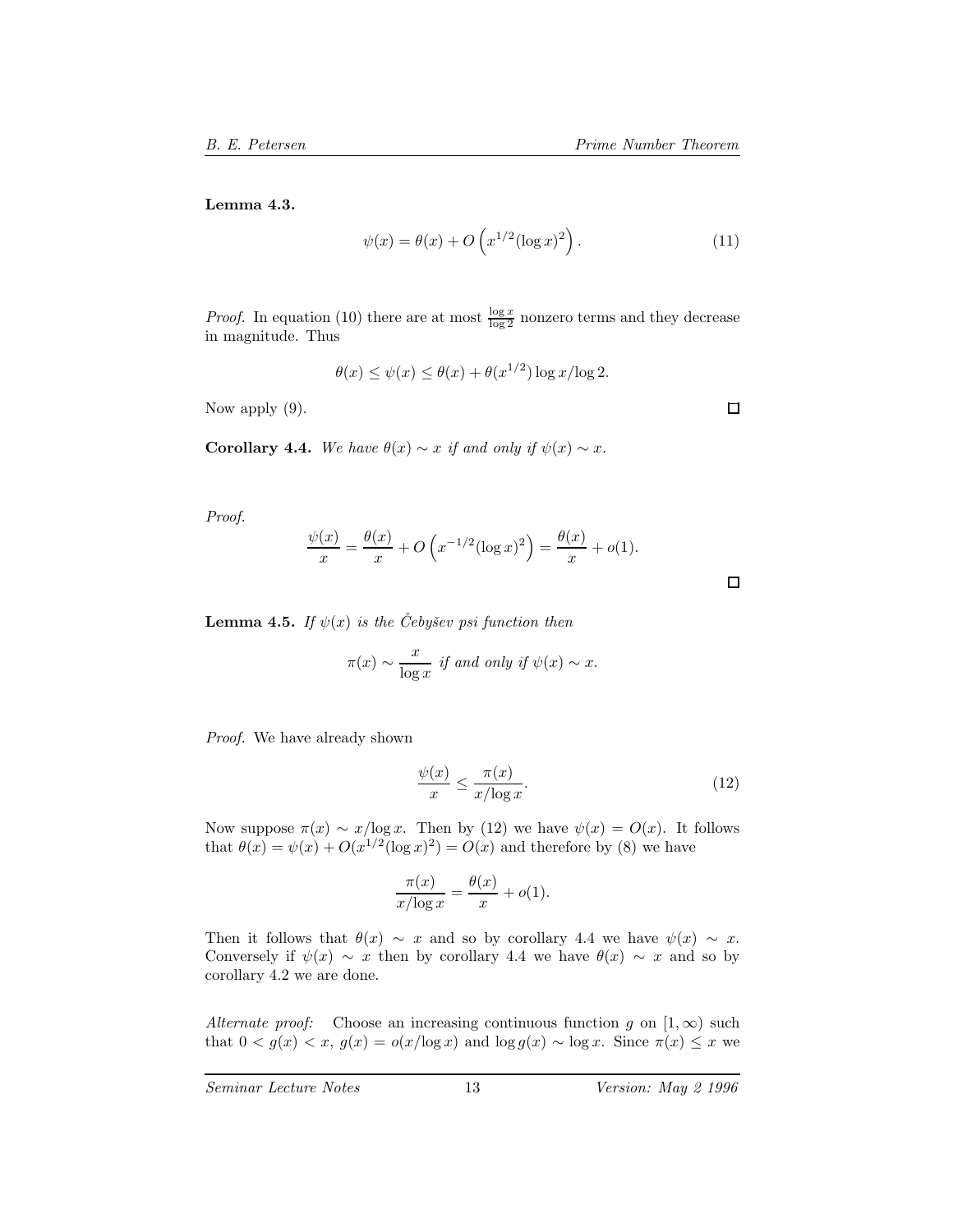**Lemma 4.3.**

$$\psi(x) = \theta(x) + O\left(x^{1/2}(\log x)^2\right). \tag{11}$$

*Proof.* In equation (10) there are at most $\frac{\log x}{\log 2}$ nonzero terms and they decrease in magnitude. Thus

$$\theta(x) \le \psi(x) \le \theta(x) + \theta(x^{1/2}) \log x / \log 2.$$

Now apply (9). □

**Corollary 4.4.** *We have $\theta(x) \sim x$ if and only if $\psi(x) \sim x$.*

*Proof.*

$$\frac{\psi(x)}{x} = \frac{\theta(x)}{x} + O\left(x^{-1/2}(\log x)^2\right) = \frac{\theta(x)}{x} + o(1).$$

□

**Lemma 4.5.** *If $\psi(x)$ is the Čebyšev psi function then*

$$\pi(x) \sim \frac{x}{\log x} \textit{ if and only if } \psi(x) \sim x.$$

*Proof.* We have already shown

$$\frac{\psi(x)}{x} \le \frac{\pi(x)}{x/\log x}. \tag{12}$$

Now suppose $\pi(x) \sim x/\log x$. Then by (12) we have $\psi(x) = O(x)$. It follows that $\theta(x) = \psi(x) + O(x^{1/2}(\log x)^2) = O(x)$ and therefore by (8) we have

$$\frac{\pi(x)}{x/\log x} = \frac{\theta(x)}{x} + o(1).$$

Then it follows that $\theta(x) \sim x$ and so by corollary 4.4 we have $\psi(x) \sim x$. Conversely if $\psi(x) \sim x$ then by corollary 4.4 we have $\theta(x) \sim x$ and so by corollary 4.2 we are done.

*Alternate proof:* Choose an increasing continuous function $g$ on $[1, \infty)$ such that $0 < g(x) < x$, $g(x) = o(x/\log x)$ and $\log g(x) \sim \log x$. Since $\pi(x) \le x$ we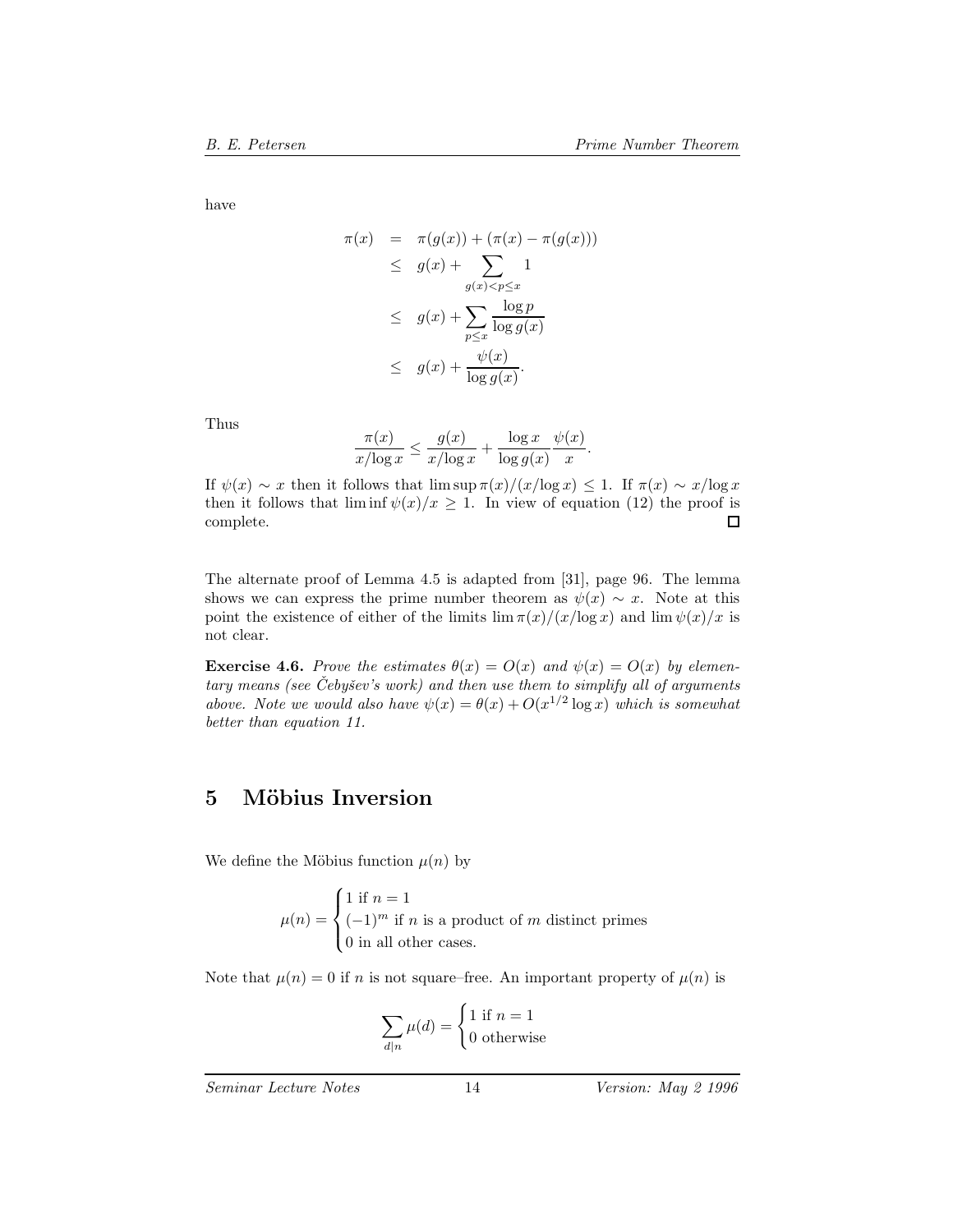have

$$
\begin{aligned}
\pi(x) &= \pi(g(x)) + (\pi(x) - \pi(g(x))) \\
&\leq g(x) + \sum_{g(x)<p\leq x} 1 \\
&\leq g(x) + \sum_{p\leq x} \frac{\log p}{\log g(x)} \\
&\leq g(x) + \frac{\psi(x)}{\log g(x)}.
\end{aligned}
$$

Thus

$$
\frac{\pi(x)}{x/\log x} \leq \frac{g(x)}{x/\log x} + \frac{\log x}{\log g(x)} \frac{\psi(x)}{x}.
$$

If $\psi(x) \sim x$ then it follows that $\limsup \pi(x)/(x/\log x) \leq 1$. If $\pi(x) \sim x/\log x$ then it follows that $\liminf \psi(x)/x \geq 1$. In view of equation (12) the proof is complete. □

The alternate proof of Lemma 4.5 is adapted from [31], page 96. The lemma shows we can express the prime number theorem as $\psi(x) \sim x$. Note at this point the existence of either of the limits $\lim \pi(x)/(x/\log x)$ and $\lim \psi(x)/x$ is not clear.

**Exercise 4.6.** *Prove the estimates $\theta(x) = O(x)$ and $\psi(x) = O(x)$ by elementary means (see Čebyšev's work) and then use them to simplify all of arguments above. Note we would also have $\psi(x) = \theta(x) + O(x^{1/2}\log x)$ which is somewhat better than equation 11.*

## 5 Möbius Inversion

We define the Möbius function $\mu(n)$ by

$$
\mu(n) = \begin{cases} 1 \text{ if } n = 1 \\ (-1)^m \text{ if } n \text{ is a product of } m \text{ distinct primes} \\ 0 \text{ in all other cases.} \end{cases}
$$

Note that $\mu(n) = 0$ if $n$ is not square–free. An important property of $\mu(n)$ is

$$
\sum_{d|n} \mu(d) = \begin{cases} 1 \text{ if } n = 1 \\ 0 \text{ otherwise} \end{cases}
$$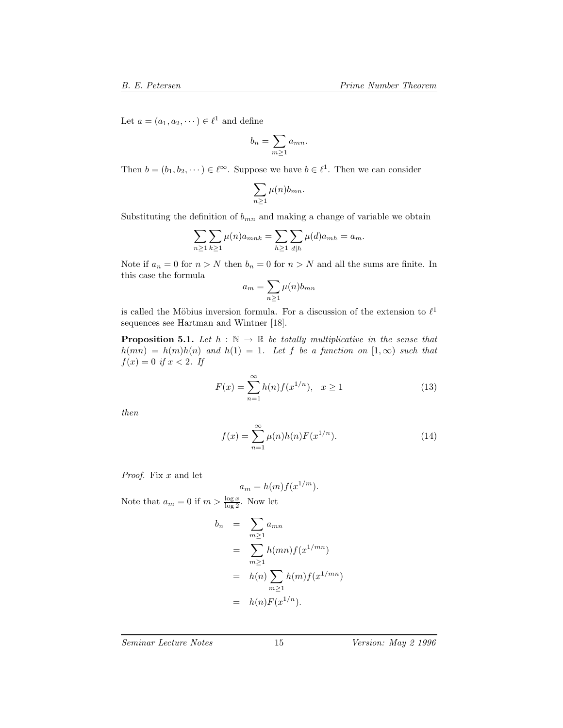Let $a = (a_1, a_2, \cdots) \in \ell^1$ and define

$$b_n = \sum_{m \geq 1} a_{mn}.$$

Then $b = (b_1, b_2, \cdots) \in \ell^\infty$. Suppose we have $b \in \ell^1$. Then we can consider

$$\sum_{n \geq 1} \mu(n) b_{mn}.$$

Substituting the definition of $b_{mn}$ and making a change of variable we obtain

$$\sum_{n \geq 1} \sum_{k \geq 1} \mu(n) a_{mnk} = \sum_{h \geq 1} \sum_{d|h} \mu(d) a_{mh} = a_m.$$

Note if $a_n = 0$ for $n > N$ then $b_n = 0$ for $n > N$ and all the sums are finite. In this case the formula

$$a_m = \sum_{n \geq 1} \mu(n) b_{mn}$$

is called the Möbius inversion formula. For a discussion of the extension to $\ell^1$ sequences see Hartman and Wintner [18].

**Proposition 5.1.** *Let $h : \mathbb{N} \to \mathbb{R}$ be totally multiplicative in the sense that $h(mn) = h(m)h(n)$ and $h(1) = 1$. Let $f$ be a function on $[1, \infty)$ such that $f(x) = 0$ if $x < 2$. If*

$$F(x) = \sum_{n=1}^{\infty} h(n) f(x^{1/n}), \quad x \geq 1 \tag{13}$$

*then*

$$f(x) = \sum_{n=1}^{\infty} \mu(n) h(n) F(x^{1/n}). \tag{14}$$

*Proof.* Fix $x$ and let

$$a_m = h(m) f(x^{1/m}).$$

Note that $a_m = 0$ if $m > \frac{\log x}{\log 2}$. Now let

$$\begin{aligned}
b_n &= \sum_{m \geq 1} a_{mn} \\
&= \sum_{m \geq 1} h(mn) f(x^{1/mn}) \\
&= h(n) \sum_{m \geq 1} h(m) f(x^{1/mn}) \\
&= h(n) F(x^{1/n}).
\end{aligned}$$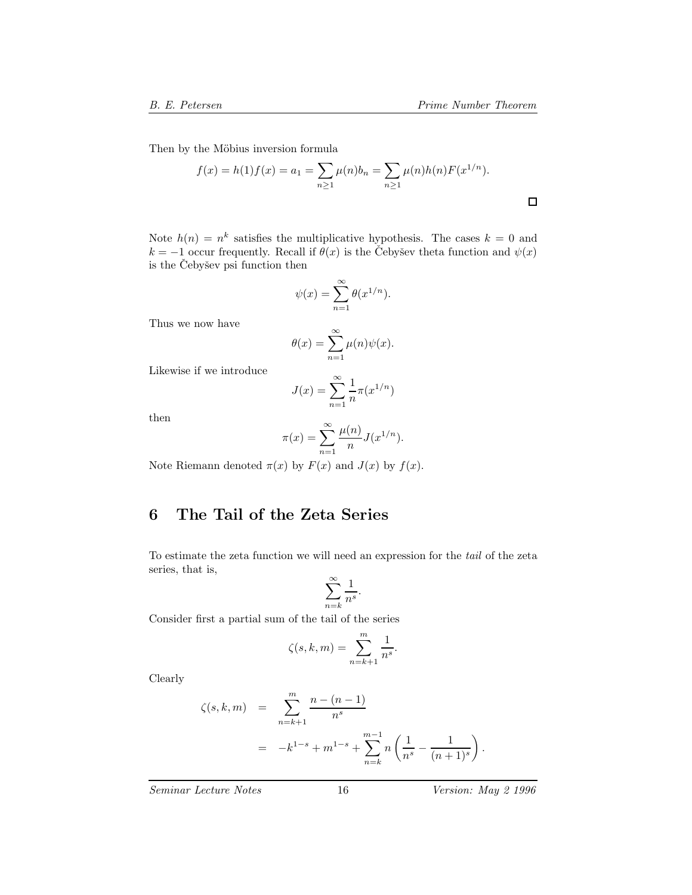Then by the Möbius inversion formula

$$f(x) = h(1)f(x) = a_1 = \sum_{n \geq 1} \mu(n) b_n = \sum_{n \geq 1} \mu(n) h(n) F(x^{1/n}).$$

□

Note $h(n) = n^k$ satisfies the multiplicative hypothesis. The cases $k = 0$ and $k = -1$ occur frequently. Recall if $\theta(x)$ is the Čebyšev theta function and $\psi(x)$ is the Čebyšev psi function then

$$\psi(x) = \sum_{n=1}^{\infty} \theta(x^{1/n}).$$

Thus we now have

$$\theta(x) = \sum_{n=1}^{\infty} \mu(n) \psi(x).$$

Likewise if we introduce

$$J(x) = \sum_{n=1}^{\infty} \frac{1}{n} \pi(x^{1/n})$$

then

$$\pi(x) = \sum_{n=1}^{\infty} \frac{\mu(n)}{n} J(x^{1/n}).$$

Note Riemann denoted $\pi(x)$ by $F(x)$ and $J(x)$ by $f(x)$.

# 6 The Tail of the Zeta Series

To estimate the zeta function we will need an expression for the *tail* of the zeta series, that is,

$$\sum_{n=k}^{\infty} \frac{1}{n^s}.$$

Consider first a partial sum of the tail of the series

$$\zeta(s, k, m) = \sum_{n=k+1}^{m} \frac{1}{n^s}.$$

Clearly

$$\begin{aligned}
\zeta(s, k, m) &= \sum_{n=k+1}^{m} \frac{n - (n-1)}{n^s} \\
&= -k^{1-s} + m^{1-s} + \sum_{n=k}^{m-1} n \left( \frac{1}{n^s} - \frac{1}{(n+1)^s} \right).
\end{aligned}$$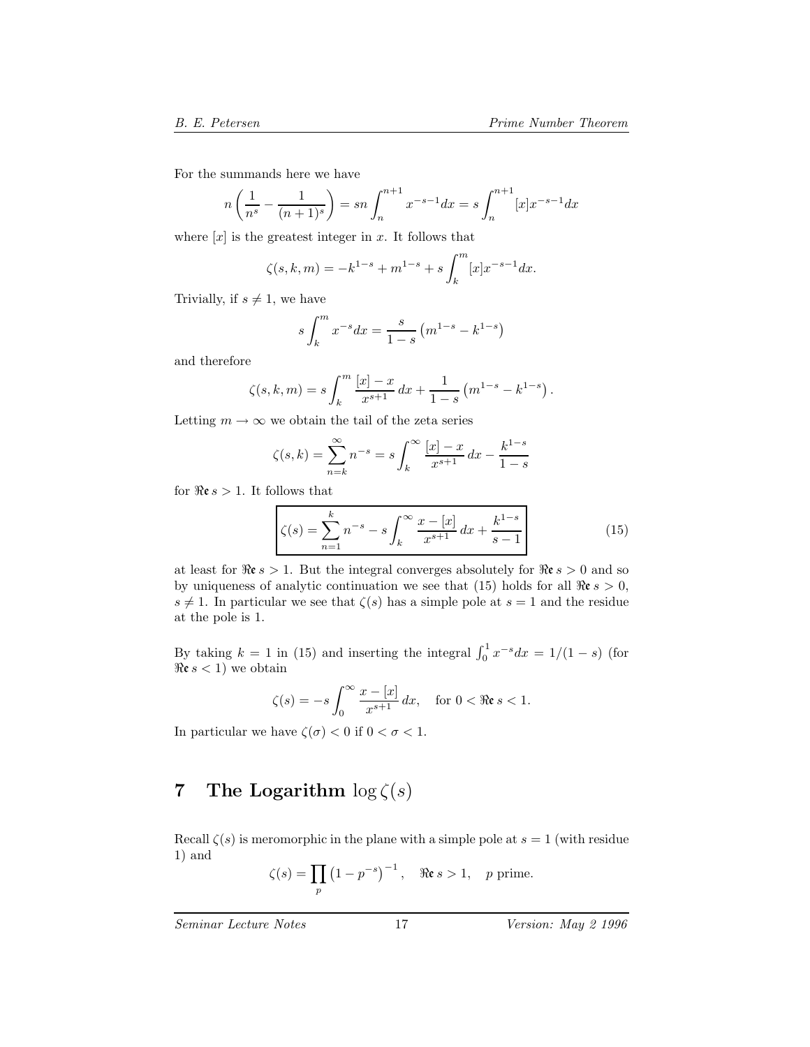For the summands here we have

$$n\left(\frac{1}{n^s} - \frac{1}{(n+1)^s}\right) = sn\int_n^{n+1} x^{-s-1}dx = s\int_n^{n+1}[x]x^{-s-1}dx$$

where $[x]$ is the greatest integer in $x$. It follows that

$$\zeta(s,k,m) = -k^{1-s} + m^{1-s} + s\int_k^m [x]x^{-s-1}dx.$$

Trivially, if $s \neq 1$, we have

$$s\int_k^m x^{-s}dx = \frac{s}{1-s}\left(m^{1-s} - k^{1-s}\right)$$

and therefore

$$\zeta(s,k,m) = s\int_k^m \frac{[x]-x}{x^{s+1}}\,dx + \frac{1}{1-s}\left(m^{1-s} - k^{1-s}\right).$$

Letting $m \to \infty$ we obtain the tail of the zeta series

$$\zeta(s,k) = \sum_{n=k}^{\infty} n^{-s} = s\int_k^{\infty} \frac{[x]-x}{x^{s+1}}\,dx - \frac{k^{1-s}}{1-s}$$

for $\mathfrak{Re}\, s > 1$. It follows that

$$\boxed{\zeta(s) = \sum_{n=1}^{k} n^{-s} - s\int_k^{\infty} \frac{x-[x]}{x^{s+1}}\,dx + \frac{k^{1-s}}{s-1}} \tag{15}$$

at least for $\mathfrak{Re}\, s > 1$. But the integral converges absolutely for $\mathfrak{Re}\, s > 0$ and so by uniqueness of analytic continuation we see that (15) holds for all $\mathfrak{Re}\, s > 0$, $s \neq 1$. In particular we see that $\zeta(s)$ has a simple pole at $s = 1$ and the residue at the pole is 1.

By taking $k = 1$ in (15) and inserting the integral $\int_0^1 x^{-s}dx = 1/(1-s)$ (for $\mathfrak{Re}\, s < 1$) we obtain

$$\zeta(s) = -s\int_0^{\infty} \frac{x-[x]}{x^{s+1}}\,dx, \quad \text{for } 0 < \mathfrak{Re}\, s < 1.$$

In particular we have $\zeta(\sigma) < 0$ if $0 < \sigma < 1$.

## 7 The Logarithm $\log\zeta(s)$

Recall $\zeta(s)$ is meromorphic in the plane with a simple pole at $s = 1$ (with residue 1) and

$$\zeta(s) = \prod_p \left(1 - p^{-s}\right)^{-1}, \quad \mathfrak{Re}\, s > 1, \quad p \text{ prime}.$$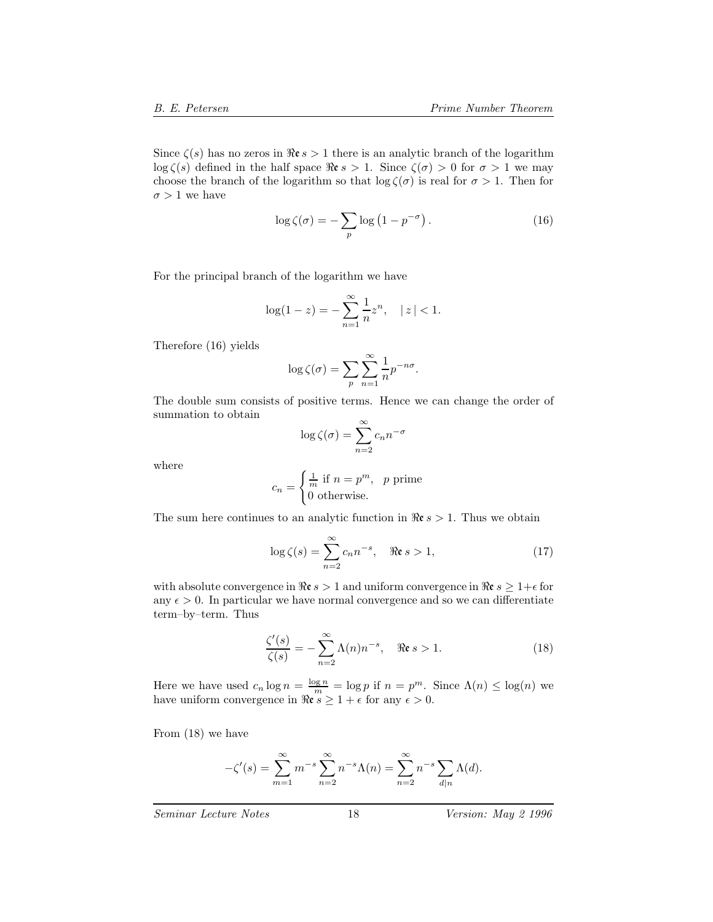Since $\zeta(s)$ has no zeros in $\Re\mathfrak{e}\, s > 1$ there is an analytic branch of the logarithm $\log \zeta(s)$ defined in the half space $\Re\mathfrak{e}\, s > 1$. Since $\zeta(\sigma) > 0$ for $\sigma > 1$ we may choose the branch of the logarithm so that $\log \zeta(\sigma)$ is real for $\sigma > 1$. Then for $\sigma > 1$ we have

$$\log \zeta(\sigma) = -\sum_{p} \log\left(1 - p^{-\sigma}\right). \tag{16}$$

For the principal branch of the logarithm we have

$$\log(1 - z) = -\sum_{n=1}^{\infty} \frac{1}{n} z^n, \quad |\, z\,| < 1.$$

Therefore (16) yields

$$\log \zeta(\sigma) = \sum_{p} \sum_{n=1}^{\infty} \frac{1}{n} p^{-n\sigma}.$$

The double sum consists of positive terms. Hence we can change the order of summation to obtain

$$\log \zeta(\sigma) = \sum_{n=2}^{\infty} c_n n^{-\sigma}$$

where

$$c_n = \begin{cases} \frac{1}{m} \text{ if } n = p^m, & p \text{ prime} \\ 0 \text{ otherwise.} \end{cases}$$

The sum here continues to an analytic function in $\Re\mathfrak{e}\, s > 1$. Thus we obtain

$$\log \zeta(s) = \sum_{n=2}^{\infty} c_n n^{-s}, \quad \Re\mathfrak{e}\, s > 1, \tag{17}$$

with absolute convergence in $\Re\mathfrak{e}\, s > 1$ and uniform convergence in $\Re\mathfrak{e}\, s \geq 1+\epsilon$ for any $\epsilon > 0$. In particular we have normal convergence and so we can differentiate term–by–term. Thus

$$\frac{\zeta'(s)}{\zeta(s)} = -\sum_{n=2}^{\infty} \Lambda(n) n^{-s}, \quad \Re\mathfrak{e}\, s > 1. \tag{18}$$

Here we have used $c_n \log n = \frac{\log n}{m} = \log p$ if $n = p^m$. Since $\Lambda(n) \leq \log(n)$ we have uniform convergence in $\Re\mathfrak{e}\, s \geq 1 + \epsilon$ for any $\epsilon > 0$.

From (18) we have

$$-\zeta'(s) = \sum_{m=1}^{\infty} m^{-s} \sum_{n=2}^{\infty} n^{-s} \Lambda(n) = \sum_{n=2}^{\infty} n^{-s} \sum_{d|n} \Lambda(d).$$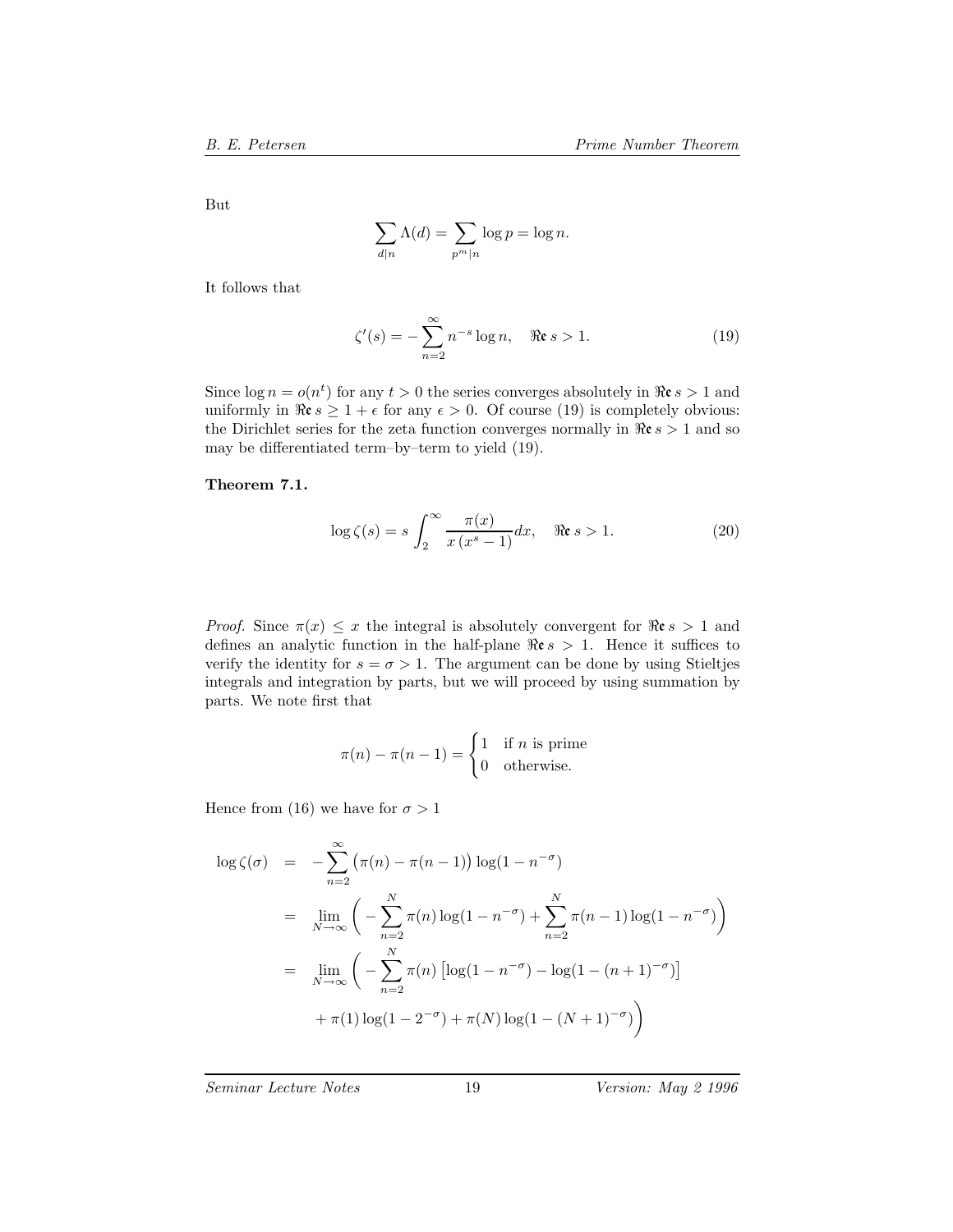But

$$\sum_{d|n} \Lambda(d) = \sum_{p^m|n} \log p = \log n.$$

It follows that

$$\zeta'(s) = -\sum_{n=2}^{\infty} n^{-s} \log n, \quad \Re\mathfrak{e}\, s > 1. \tag{19}$$

Since $\log n = o(n^t)$ for any $t > 0$ the series converges absolutely in $\Re\mathfrak{e}\, s > 1$ and uniformly in $\Re\mathfrak{e}\, s \geq 1 + \epsilon$ for any $\epsilon > 0$. Of course (19) is completely obvious: the Dirichlet series for the zeta function converges normally in $\Re\mathfrak{e}\, s > 1$ and so may be differentiated term–by–term to yield (19).

**Theorem 7.1.**

$$\log \zeta(s) = s \int_2^{\infty} \frac{\pi(x)}{x\,(x^s - 1)} dx, \quad \Re\mathfrak{e}\, s > 1. \tag{20}$$

*Proof.* Since $\pi(x) \leq x$ the integral is absolutely convergent for $\Re\mathfrak{e}\, s > 1$ and defines an analytic function in the half-plane $\Re\mathfrak{e}\, s > 1$. Hence it suffices to verify the identity for $s = \sigma > 1$. The argument can be done by using Stieltjes integrals and integration by parts, but we will proceed by using summation by parts. We note first that

$$\pi(n) - \pi(n-1) = \begin{cases} 1 & \text{if } n \text{ is prime} \\ 0 & \text{otherwise.} \end{cases}$$

Hence from (16) we have for $\sigma > 1$

$$\begin{aligned}
\log \zeta(\sigma) &= -\sum_{n=2}^{\infty} \big(\pi(n) - \pi(n-1)\big) \log(1 - n^{-\sigma}) \\
&= \lim_{N\to\infty} \bigg( -\sum_{n=2}^{N} \pi(n) \log(1 - n^{-\sigma}) + \sum_{n=2}^{N} \pi(n-1) \log(1 - n^{-\sigma}) \bigg) \\
&= \lim_{N\to\infty} \bigg( -\sum_{n=2}^{N} \pi(n) \left[\log(1 - n^{-\sigma}) - \log(1 - (n+1)^{-\sigma})\right] \\
&\qquad + \pi(1) \log(1 - 2^{-\sigma}) + \pi(N) \log(1 - (N+1)^{-\sigma}) \bigg)
\end{aligned}$$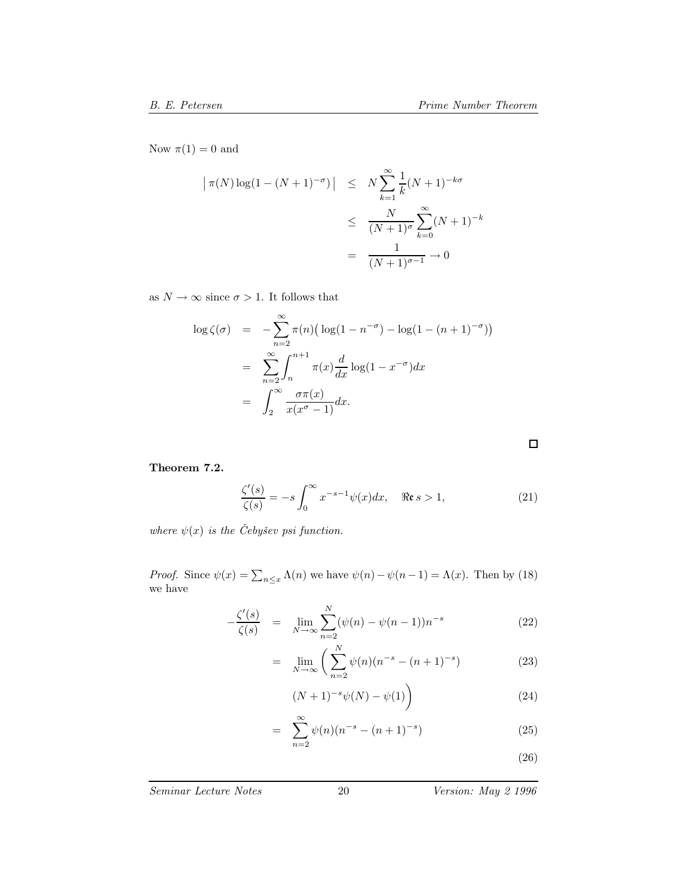Now $\pi(1) = 0$ and

$$
\begin{aligned}
\left| \pi(N) \log(1 - (N+1)^{-\sigma}) \right| &\leq N \sum_{k=1}^{\infty} \frac{1}{k} (N+1)^{-k\sigma} \\
&\leq \frac{N}{(N+1)^{\sigma}} \sum_{k=0}^{\infty} (N+1)^{-k} \\
&= \frac{1}{(N+1)^{\sigma-1}} \to 0
\end{aligned}
$$

as $N \to \infty$ since $\sigma > 1$. It follows that

$$
\begin{aligned}
\log \zeta(\sigma) &= -\sum_{n=2}^{\infty} \pi(n) \big( \log(1 - n^{-\sigma}) - \log(1 - (n+1)^{-\sigma}) \big) \\
&= \sum_{n=2}^{\infty} \int_{n}^{n+1} \pi(x) \frac{d}{dx} \log(1 - x^{-\sigma}) dx \\
&= \int_{2}^{\infty} \frac{\sigma \pi(x)}{x(x^{\sigma} - 1)} dx.
\end{aligned}
$$

□

**Theorem 7.2.**

$$
\frac{\zeta'(s)}{\zeta(s)} = -s \int_0^{\infty} x^{-s-1} \psi(x) dx, \quad \Re s > 1, \tag{21}
$$

*where $\psi(x)$ is the Čebyšev psi function.*

*Proof.* Since $\psi(x) = \sum_{n \leq x} \Lambda(n)$ we have $\psi(n) - \psi(n-1) = \Lambda(x)$. Then by (18) we have

$$
\begin{aligned}
-\frac{\zeta'(s)}{\zeta(s)} &= \lim_{N \to \infty} \sum_{n=2}^{N} (\psi(n) - \psi(n-1)) n^{-s} && (22) \\
&= \lim_{N \to \infty} \bigg( \sum_{n=2}^{N} \psi(n)(n^{-s} - (n+1)^{-s}) && (23) \\
&\qquad (N+1)^{-s} \psi(N) - \psi(1) \bigg) && (24) \\
&= \sum_{n=2}^{\infty} \psi(n)(n^{-s} - (n+1)^{-s}) && (25) \\
& && (26)
\end{aligned}
$$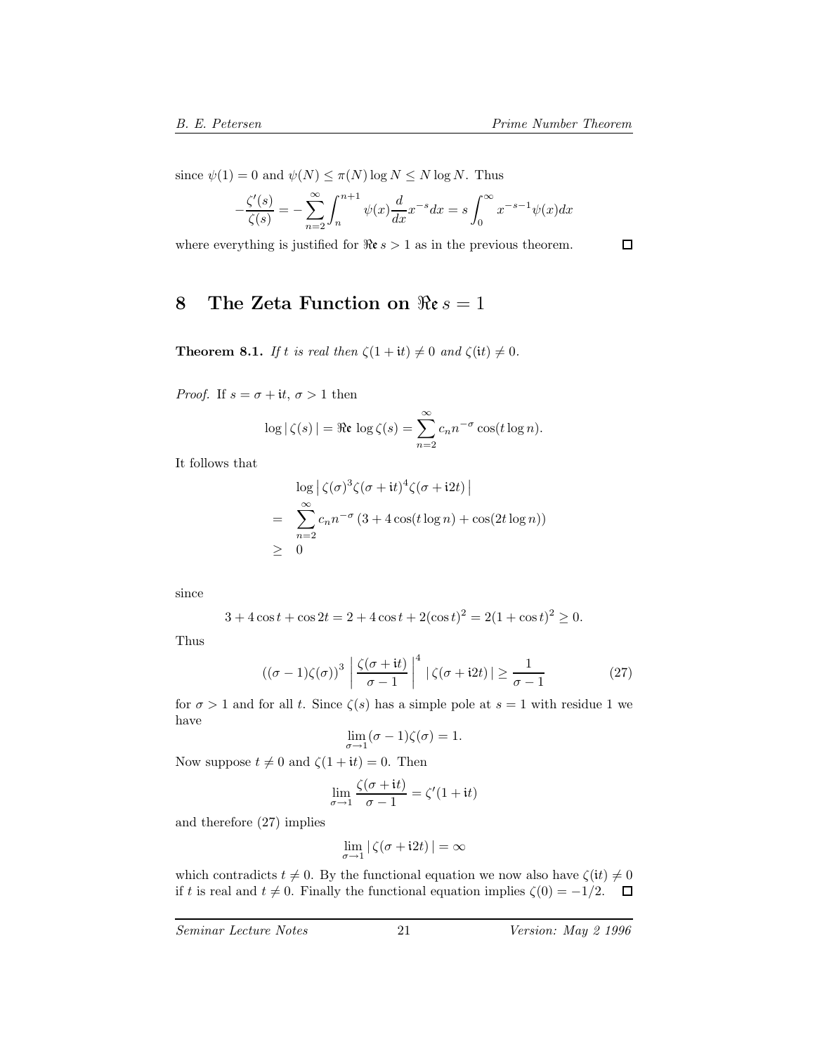since $\psi(1) = 0$ and $\psi(N) \leq \pi(N) \log N \leq N \log N$. Thus

$$-\frac{\zeta'(s)}{\zeta(s)} = -\sum_{n=2}^{\infty} \int_n^{n+1} \psi(x) \frac{d}{dx} x^{-s} dx = s \int_0^{\infty} x^{-s-1} \psi(x) dx$$

where everything is justified for $\mathfrak{Re}\, s > 1$ as in the previous theorem. $\square$

## 8 The Zeta Function on $\mathfrak{Re}\, s = 1$

**Theorem 8.1.** *If $t$ is real then $\zeta(1 + \mathrm{i}t) \neq 0$ and $\zeta(\mathrm{i}t) \neq 0$.*

*Proof.* If $s = \sigma + \mathrm{i}t$, $\sigma > 1$ then

$$\log |\, \zeta(s) \,| = \mathfrak{Re}\, \log \zeta(s) = \sum_{n=2}^{\infty} c_n n^{-\sigma} \cos(t \log n).$$

It follows that

$$\begin{aligned}
& \log \left|\, \zeta(\sigma)^3 \zeta(\sigma + \mathrm{i}t)^4 \zeta(\sigma + \mathrm{i}2t) \,\right| \\
= \quad & \sum_{n=2}^{\infty} c_n n^{-\sigma} \left(3 + 4\cos(t \log n) + \cos(2t \log n)\right) \\
\geq \quad & 0
\end{aligned}$$

since

$$3 + 4\cos t + \cos 2t = 2 + 4\cos t + 2(\cos t)^2 = 2(1 + \cos t)^2 \geq 0.$$

Thus

$$\left((\sigma - 1)\zeta(\sigma)\right)^3 \left| \frac{\zeta(\sigma + \mathrm{i}t)}{\sigma - 1} \right|^4 |\, \zeta(\sigma + \mathrm{i}2t) \,| \geq \frac{1}{\sigma - 1} \tag{27}$$

for $\sigma > 1$ and for all $t$. Since $\zeta(s)$ has a simple pole at $s = 1$ with residue 1 we have

$$\lim_{\sigma \to 1} (\sigma - 1)\zeta(\sigma) = 1.$$

Now suppose $t \neq 0$ and $\zeta(1 + \mathrm{i}t) = 0$. Then

$$\lim_{\sigma \to 1} \frac{\zeta(\sigma + \mathrm{i}t)}{\sigma - 1} = \zeta'(1 + \mathrm{i}t)$$

and therefore (27) implies

$$\lim_{\sigma \to 1} |\, \zeta(\sigma + \mathrm{i}2t) \,| = \infty$$

which contradicts $t \neq 0$. By the functional equation we now also have $\zeta(\mathrm{i}t) \neq 0$ if $t$ is real and $t \neq 0$. Finally the functional equation implies $\zeta(0) = -1/2$. $\square$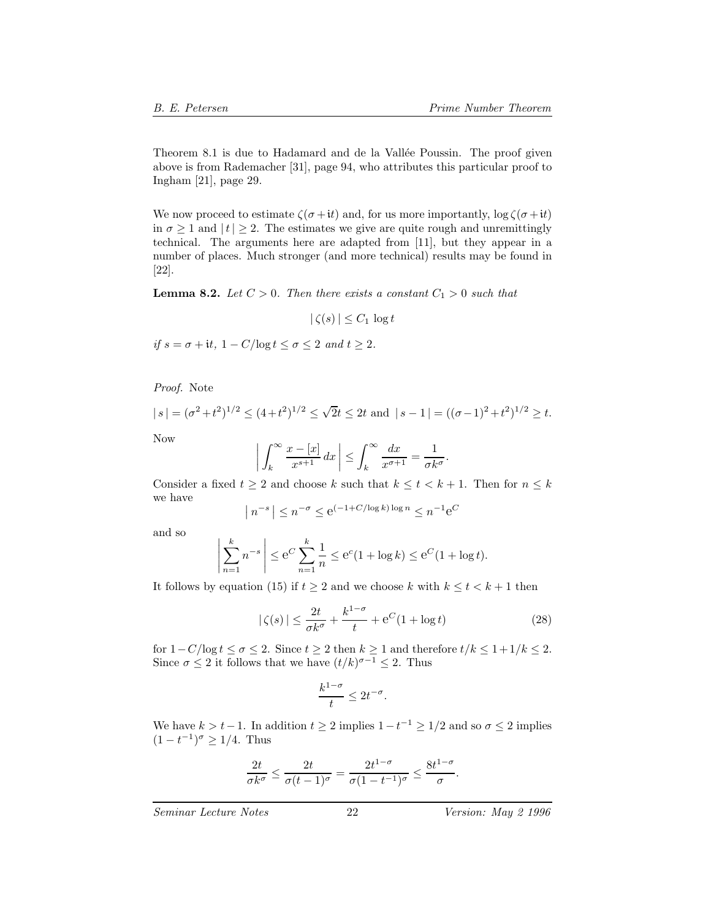Theorem 8.1 is due to Hadamard and de la Vallée Poussin. The proof given above is from Rademacher [31], page 94, who attributes this particular proof to Ingham [21], page 29.

We now proceed to estimate $\zeta(\sigma + \mathrm{i}t)$ and, for us more importantly, $\log \zeta(\sigma + \mathrm{i}t)$ in $\sigma \geq 1$ and $|t| \geq 2$. The estimates we give are quite rough and unremittingly technical. The arguments here are adapted from [11], but they appear in a number of places. Much stronger (and more technical) results may be found in [22].

**Lemma 8.2.** *Let $C > 0$. Then there exists a constant $C_1 > 0$ such that*

$$|\zeta(s)| \leq C_1 \log t$$

*if $s = \sigma + \mathrm{i}t$, $1 - C/\log t \leq \sigma \leq 2$ and $t \geq 2$.*

*Proof.* Note

$$|s| = (\sigma^2 + t^2)^{1/2} \leq (4 + t^2)^{1/2} \leq \sqrt{2}t \leq 2t \text{ and } |s - 1| = ((\sigma - 1)^2 + t^2)^{1/2} \geq t.$$

Now

$$\left| \int_k^\infty \frac{x - [x]}{x^{s+1}}\, dx \right| \leq \int_k^\infty \frac{dx}{x^{\sigma+1}} = \frac{1}{\sigma k^\sigma}.$$

Consider a fixed $t \geq 2$ and choose $k$ such that $k \leq t < k + 1$. Then for $n \leq k$ we have

$$|n^{-s}| \leq n^{-\sigma} \leq \mathrm{e}^{(-1 + C/\log k)\log n} \leq n^{-1}\mathrm{e}^C$$

and so

$$\left| \sum_{n=1}^k n^{-s} \right| \leq \mathrm{e}^C \sum_{n=1}^k \frac{1}{n} \leq \mathrm{e}^c(1 + \log k) \leq \mathrm{e}^C(1 + \log t).$$

It follows by equation (15) if $t \geq 2$ and we choose $k$ with $k \leq t < k + 1$ then

$$|\zeta(s)| \leq \frac{2t}{\sigma k^\sigma} + \frac{k^{1-\sigma}}{t} + \mathrm{e}^C(1 + \log t) \tag{28}$$

for $1 - C/\log t \leq \sigma \leq 2$. Since $t \geq 2$ then $k \geq 1$ and therefore $t/k \leq 1 + 1/k \leq 2$. Since $\sigma \leq 2$ it follows that we have $(t/k)^{\sigma-1} \leq 2$. Thus

$$\frac{k^{1-\sigma}}{t} \leq 2t^{-\sigma}.$$

We have $k > t - 1$. In addition $t \geq 2$ implies $1 - t^{-1} \geq 1/2$ and so $\sigma \leq 2$ implies $(1 - t^{-1})^\sigma \geq 1/4$. Thus

$$\frac{2t}{\sigma k^\sigma} \leq \frac{2t}{\sigma(t-1)^\sigma} = \frac{2t^{1-\sigma}}{\sigma(1 - t^{-1})^\sigma} \leq \frac{8t^{1-\sigma}}{\sigma}.$$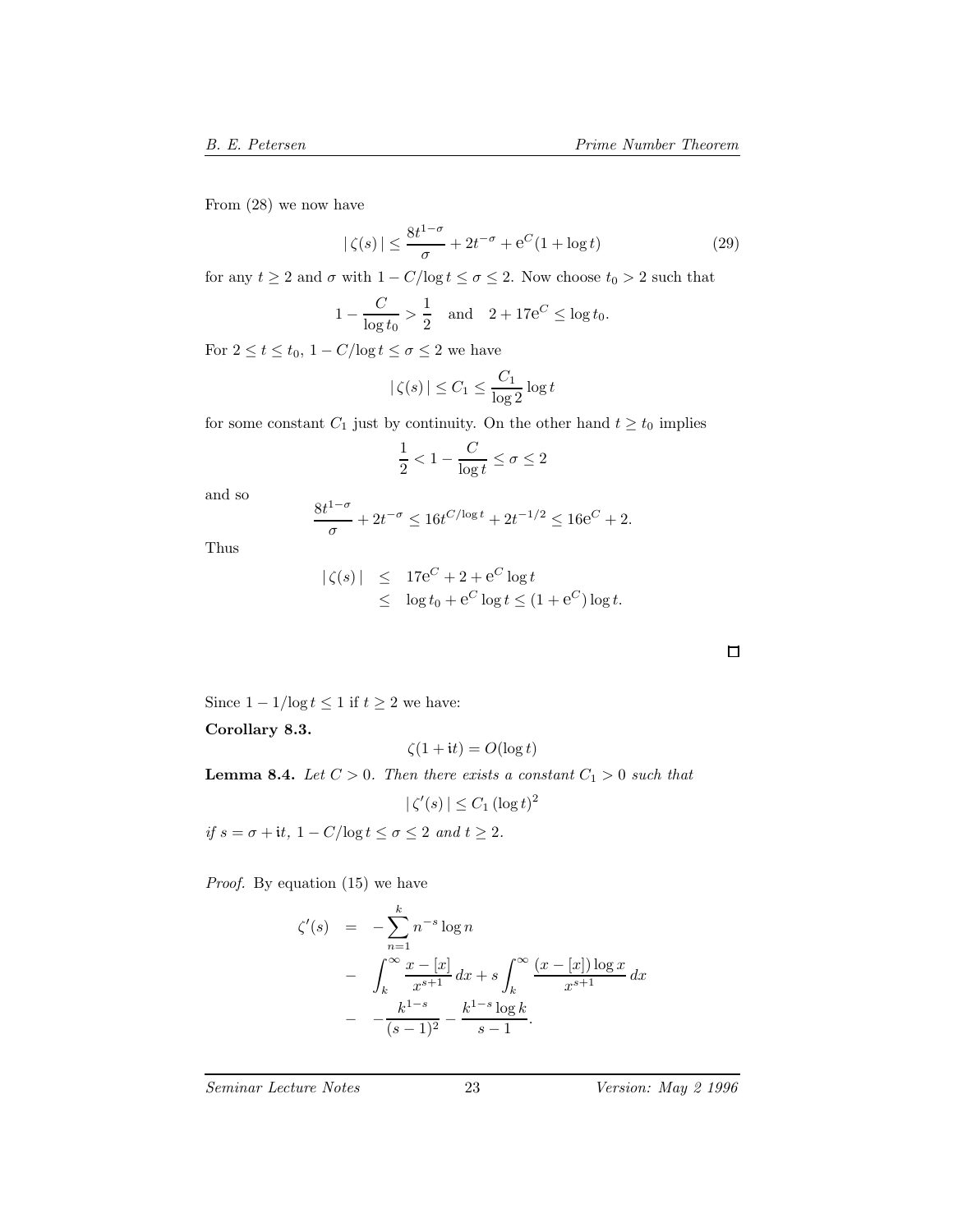From (28) we now have

$$|\,\zeta(s)\,| \le \frac{8t^{1-\sigma}}{\sigma} + 2t^{-\sigma} + \mathrm{e}^{C}(1+\log t) \tag{29}$$

for any $t \ge 2$ and $\sigma$ with $1 - C/\log t \le \sigma \le 2$. Now choose $t_0 > 2$ such that

$$1 - \frac{C}{\log t_0} > \frac{1}{2} \quad \text{and} \quad 2 + 17\mathrm{e}^{C} \le \log t_0.$$

For $2 \le t \le t_0$, $1 - C/\log t \le \sigma \le 2$ we have

$$|\,\zeta(s)\,| \le C_1 \le \frac{C_1}{\log 2}\log t$$

for some constant $C_1$ just by continuity. On the other hand $t \ge t_0$ implies

$$\frac{1}{2} < 1 - \frac{C}{\log t} \le \sigma \le 2$$

and so

$$\frac{8t^{1-\sigma}}{\sigma} + 2t^{-\sigma} \le 16t^{C/\log t} + 2t^{-1/2} \le 16\mathrm{e}^{C} + 2.$$

Thus

$$\begin{aligned}
|\,\zeta(s)\,| &\le 17\mathrm{e}^{C} + 2 + \mathrm{e}^{C}\log t \\
&\le \log t_0 + \mathrm{e}^{C}\log t \le (1+\mathrm{e}^{C})\log t.
\end{aligned}$$

□

Since $1 - 1/\log t \le 1$ if $t \ge 2$ we have:

**Corollary 8.3.**

$$\zeta(1+\mathrm{i}t) = O(\log t)$$

**Lemma 8.4.** *Let $C > 0$. Then there exists a constant $C_1 > 0$ such that*

$$|\,\zeta'(s)\,| \le C_1\,(\log t)^2$$

*if $s = \sigma + \mathrm{i}t$, $1 - C/\log t \le \sigma \le 2$ and $t \ge 2$.*

*Proof.* By equation (15) we have

$$\begin{aligned}
\zeta'(s) &= -\sum_{n=1}^{k} n^{-s}\log n \\
&- \int_k^\infty \frac{x-[x]}{x^{s+1}}\,dx + s\int_k^\infty \frac{(x-[x])\log x}{x^{s+1}}\,dx \\
&- -\frac{k^{1-s}}{(s-1)^2} - \frac{k^{1-s}\log k}{s-1}.
\end{aligned}$$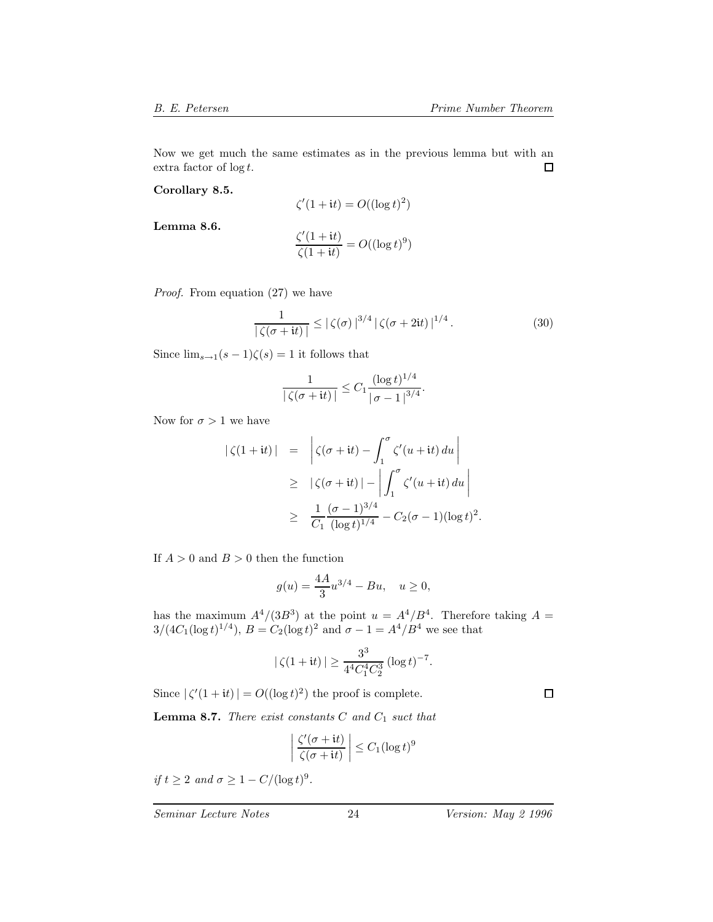Now we get much the same estimates as in the previous lemma but with an extra factor of $\log t$. $\square$

**Corollary 8.5.**

$$\zeta'(1+\mathrm{i}t) = O((\log t)^2)$$

**Lemma 8.6.**

$$\frac{\zeta'(1+\mathrm{i}t)}{\zeta(1+\mathrm{i}t)} = O((\log t)^9)$$

*Proof.* From equation (27) we have

$$\frac{1}{|\,\zeta(\sigma+\mathrm{i}t)\,|} \leq |\,\zeta(\sigma)\,|^{3/4}\,|\,\zeta(\sigma+2\mathrm{i}t)\,|^{1/4}. \tag{30}$$

Since $\lim_{s\to 1}(s-1)\zeta(s) = 1$ it follows that

$$\frac{1}{|\,\zeta(\sigma+\mathrm{i}t)\,|} \leq C_1 \frac{(\log t)^{1/4}}{|\,\sigma-1\,|^{3/4}}.$$

Now for $\sigma > 1$ we have

$$\begin{aligned}
|\,\zeta(1+\mathrm{i}t)\,| &= \left|\,\zeta(\sigma+\mathrm{i}t) - \int_1^\sigma \zeta'(u+\mathrm{i}t)\,du\,\right| \\
&\geq |\,\zeta(\sigma+\mathrm{i}t)\,| - \left|\,\int_1^\sigma \zeta'(u+\mathrm{i}t)\,du\,\right| \\
&\geq \frac{1}{C_1}\frac{(\sigma-1)^{3/4}}{(\log t)^{1/4}} - C_2(\sigma-1)(\log t)^2.
\end{aligned}$$

If $A > 0$ and $B > 0$ then the function

$$g(u) = \frac{4A}{3}u^{3/4} - Bu, \quad u \geq 0,$$

has the maximum $A^4/(3B^3)$ at the point $u = A^4/B^4$. Therefore taking $A = 3/(4C_1(\log t)^{1/4})$, $B = C_2(\log t)^2$ and $\sigma - 1 = A^4/B^4$ we see that

$$|\,\zeta(1+\mathrm{i}t)\,| \geq \frac{3^3}{4^4 C_1^4 C_2^3}\,(\log t)^{-7}.$$

Since $|\,\zeta'(1+\mathrm{i}t)\,| = O((\log t)^2)$ the proof is complete. $\square$

**Lemma 8.7.** *There exist constants $C$ and $C_1$ suct that*

$$\left|\,\frac{\zeta'(\sigma+\mathrm{i}t)}{\zeta(\sigma+\mathrm{i}t)}\,\right| \leq C_1(\log t)^9$$

*if $t \geq 2$ and $\sigma \geq 1 - C/(\log t)^9$.*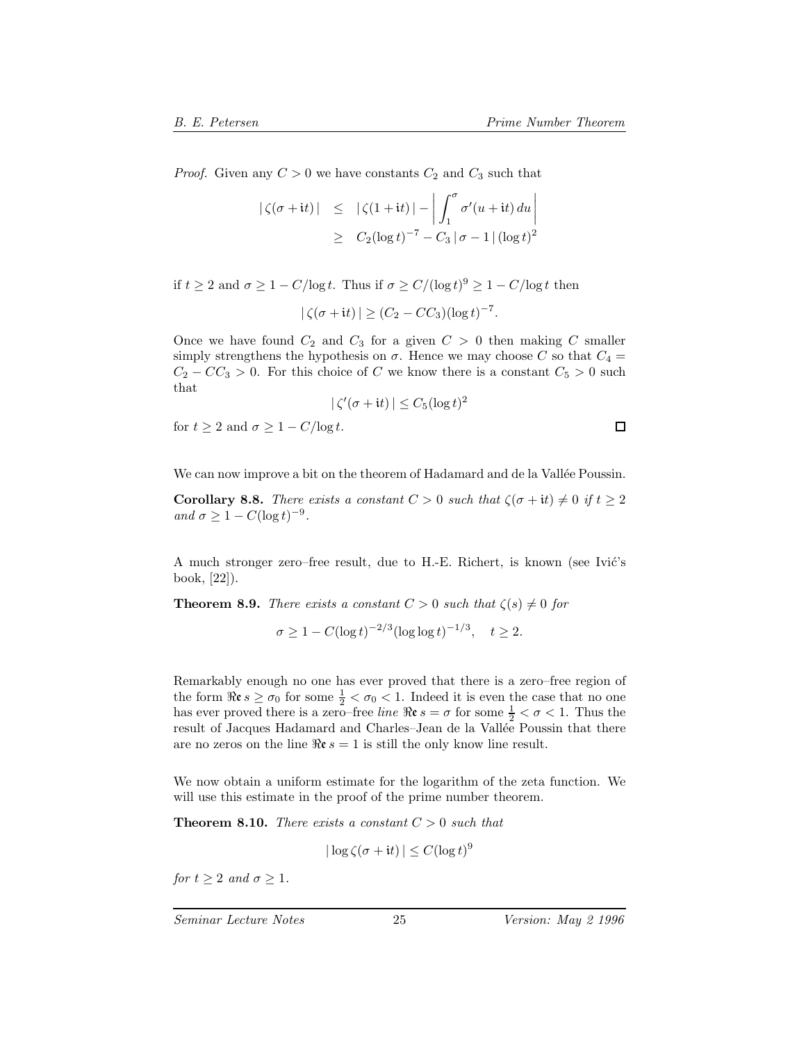*Proof.* Given any $C > 0$ we have constants $C_2$ and $C_3$ such that

$$\begin{aligned} |\zeta(\sigma + \mathfrak{i}t)| &\leq |\zeta(1 + \mathfrak{i}t)| - \left| \int_1^\sigma \sigma'(u + \mathfrak{i}t)\, du \right| \\ &\geq C_2(\log t)^{-7} - C_3\, |\sigma - 1|\, (\log t)^2 \end{aligned}$$

if $t \geq 2$ and $\sigma \geq 1 - C/\log t$. Thus if $\sigma \geq C/(\log t)^9 \geq 1 - C/\log t$ then

$$|\zeta(\sigma + \mathfrak{i}t)| \geq (C_2 - CC_3)(\log t)^{-7}.$$

Once we have found $C_2$ and $C_3$ for a given $C > 0$ then making $C$ smaller simply strengthens the hypothesis on $\sigma$. Hence we may choose $C$ so that $C_4 = C_2 - CC_3 > 0$. For this choice of $C$ we know there is a constant $C_5 > 0$ such that

$$|\zeta'(\sigma + \mathfrak{i}t)| \leq C_5(\log t)^2$$

for $t \geq 2$ and $\sigma \geq 1 - C/\log t$. □

We can now improve a bit on the theorem of Hadamard and de la Vallée Poussin.

**Corollary 8.8.** *There exists a constant $C > 0$ such that $\zeta(\sigma + \mathfrak{i}t) \neq 0$ if $t \geq 2$ and $\sigma \geq 1 - C(\log t)^{-9}$.*

A much stronger zero–free result, due to H.-E. Richert, is known (see Ivić's book, [22]).

**Theorem 8.9.** *There exists a constant $C > 0$ such that $\zeta(s) \neq 0$ for*

$$\sigma \geq 1 - C(\log t)^{-2/3}(\log\log t)^{-1/3}, \quad t \geq 2.$$

Remarkably enough no one has ever proved that there is a zero–free region of the form $\mathfrak{Re}\, s \geq \sigma_0$ for some $\frac{1}{2} < \sigma_0 < 1$. Indeed it is even the case that no one has ever proved there is a zero–free *line* $\mathfrak{Re}\, s = \sigma$ for some $\frac{1}{2} < \sigma < 1$. Thus the result of Jacques Hadamard and Charles–Jean de la Vallée Poussin that there are no zeros on the line $\mathfrak{Re}\, s = 1$ is still the only know line result.

We now obtain a uniform estimate for the logarithm of the zeta function. We will use this estimate in the proof of the prime number theorem.

**Theorem 8.10.** *There exists a constant $C > 0$ such that*

$$|\log \zeta(\sigma + \mathfrak{i}t)| \leq C(\log t)^9$$

*for $t \geq 2$ and $\sigma \geq 1$.*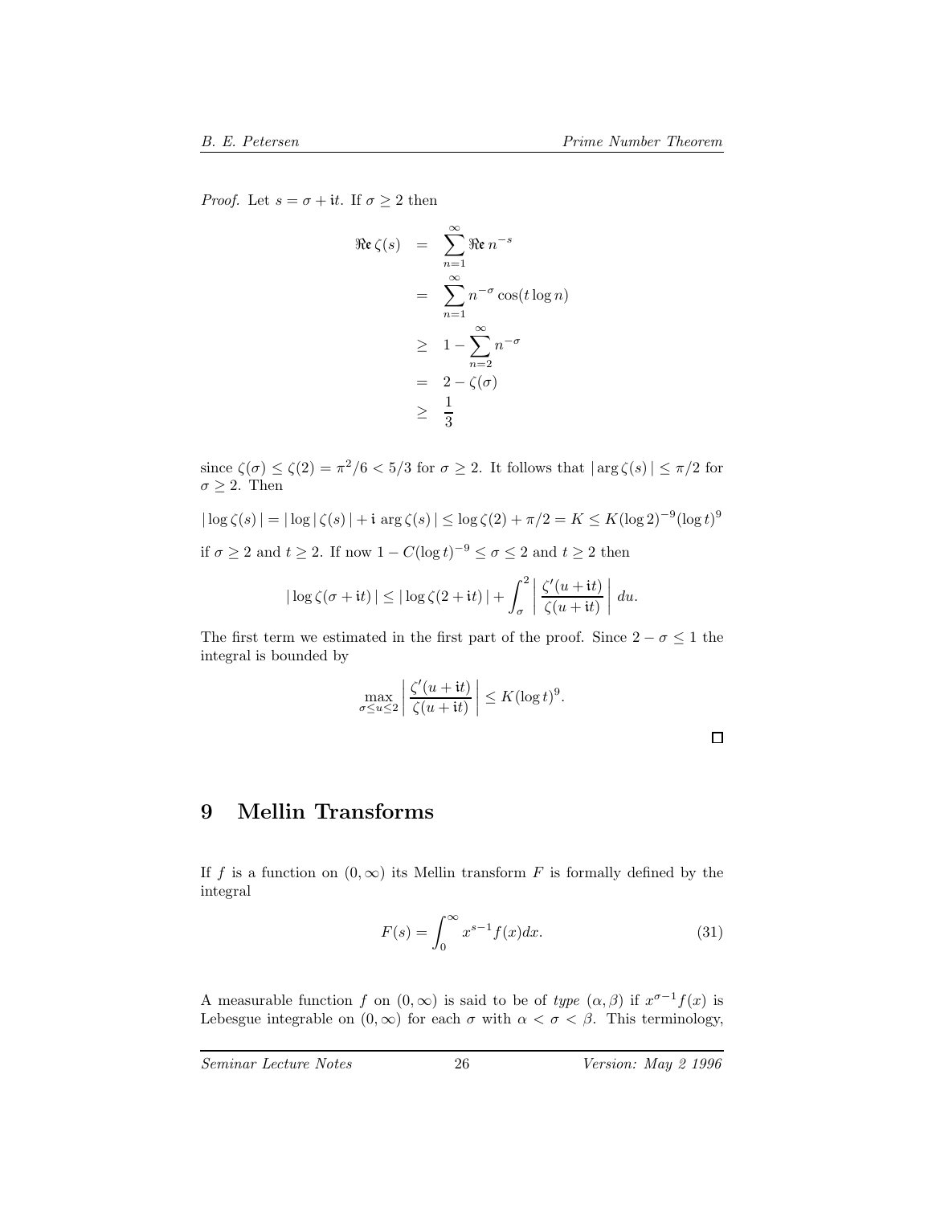*Proof.* Let $s = \sigma + \mathrm{i}t$. If $\sigma \geq 2$ then

$$
\begin{aligned}
\Re\mathfrak{e}\, \zeta(s) &= \sum_{n=1}^{\infty} \Re\mathfrak{e}\, n^{-s} \\
&= \sum_{n=1}^{\infty} n^{-\sigma} \cos(t \log n) \\
&\geq 1 - \sum_{n=2}^{\infty} n^{-\sigma} \\
&= 2 - \zeta(\sigma) \\
&\geq \frac{1}{3}
\end{aligned}
$$

since $\zeta(\sigma) \leq \zeta(2) = \pi^2/6 < 5/3$ for $\sigma \geq 2$. It follows that $|\arg \zeta(s)| \leq \pi/2$ for $\sigma \geq 2$. Then

$$
|\log \zeta(s)| = |\log |\zeta(s)| + \mathrm{i} \arg \zeta(s)| \leq \log \zeta(2) + \pi/2 = K \leq K(\log 2)^{-9}(\log t)^9
$$

if $\sigma \geq 2$ and $t \geq 2$. If now $1 - C(\log t)^{-9} \leq \sigma \leq 2$ and $t \geq 2$ then

$$
|\log \zeta(\sigma + \mathrm{i}t)| \leq |\log \zeta(2 + \mathrm{i}t)| + \int_{\sigma}^{2} \left| \frac{\zeta'(u + \mathrm{i}t)}{\zeta(u + \mathrm{i}t)} \right| du.
$$

The first term we estimated in the first part of the proof. Since $2 - \sigma \leq 1$ the integral is bounded by

$$
\max_{\sigma \leq u \leq 2} \left| \frac{\zeta'(u + \mathrm{i}t)}{\zeta(u + \mathrm{i}t)} \right| \leq K(\log t)^9.
$$

□

# 9 Mellin Transforms

If $f$ is a function on $(0, \infty)$ its Mellin transform $F$ is formally defined by the integral

$$
F(s) = \int_0^{\infty} x^{s-1} f(x) dx. \tag{31}
$$

A measurable function $f$ on $(0, \infty)$ is said to be of *type* $(\alpha, \beta)$ if $x^{\sigma-1} f(x)$ is Lebesgue integrable on $(0, \infty)$ for each $\sigma$ with $\alpha < \sigma < \beta$. This terminology,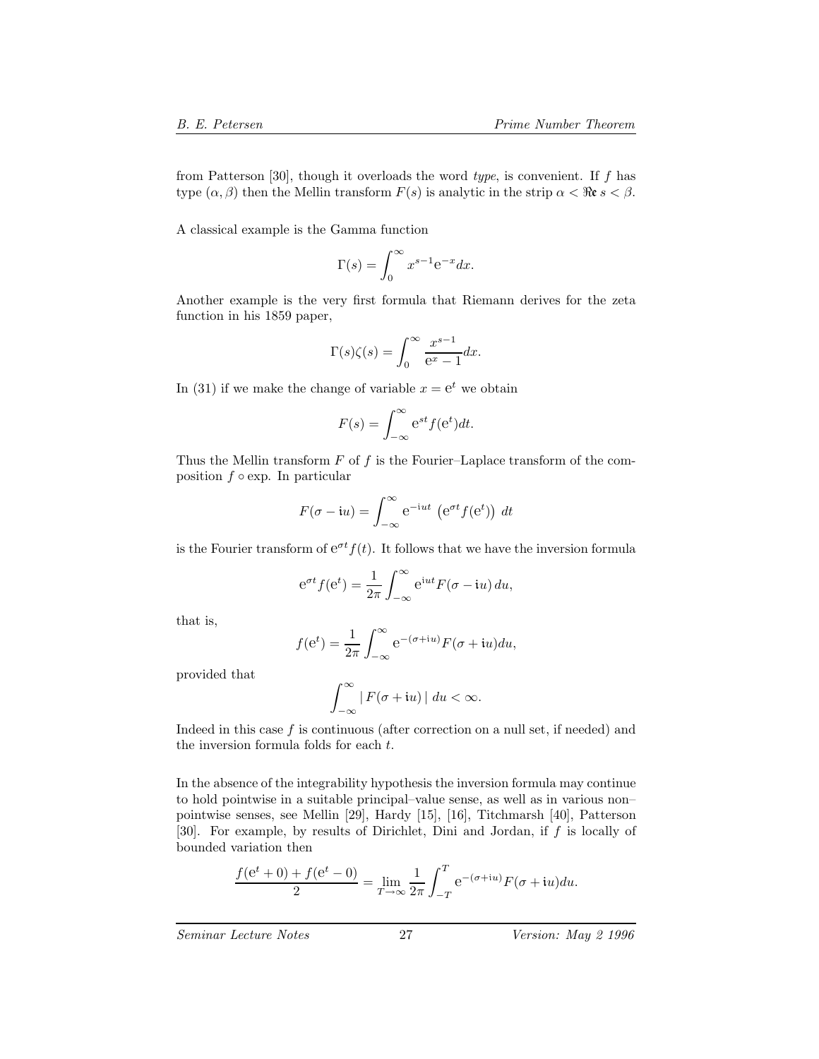from Patterson [30], though it overloads the word *type*, is convenient. If $f$ has type $(\alpha, \beta)$ then the Mellin transform $F(s)$ is analytic in the strip $\alpha < \Re\mathfrak{e}\, s < \beta$.

A classical example is the Gamma function

$$\Gamma(s) = \int_0^\infty x^{s-1} \mathrm{e}^{-x} dx.$$

Another example is the very first formula that Riemann derives for the zeta function in his 1859 paper,

$$\Gamma(s)\zeta(s) = \int_0^\infty \frac{x^{s-1}}{\mathrm{e}^x - 1} dx.$$

In (31) if we make the change of variable $x = \mathrm{e}^t$ we obtain

$$F(s) = \int_{-\infty}^\infty \mathrm{e}^{st} f(\mathrm{e}^t) dt.$$

Thus the Mellin transform $F$ of $f$ is the Fourier–Laplace transform of the composition $f \circ \exp$. In particular

$$F(\sigma - \mathrm{i}u) = \int_{-\infty}^\infty \mathrm{e}^{-\mathrm{i}ut} \left(\mathrm{e}^{\sigma t} f(\mathrm{e}^t)\right) \, dt$$

is the Fourier transform of $\mathrm{e}^{\sigma t} f(t)$. It follows that we have the inversion formula

$$\mathrm{e}^{\sigma t} f(\mathrm{e}^t) = \frac{1}{2\pi} \int_{-\infty}^\infty \mathrm{e}^{\mathrm{i}ut} F(\sigma - \mathrm{i}u) \, du,$$

that is,

$$f(\mathrm{e}^t) = \frac{1}{2\pi} \int_{-\infty}^\infty \mathrm{e}^{-(\sigma+\mathrm{i}u)} F(\sigma + \mathrm{i}u) du,$$

provided that

$$\int_{-\infty}^\infty |\, F(\sigma + \mathrm{i}u) \,| \; du < \infty.$$

Indeed in this case $f$ is continuous (after correction on a null set, if needed) and the inversion formula folds for each $t$.

In the absence of the integrability hypothesis the inversion formula may continue to hold pointwise in a suitable principal–value sense, as well as in various non–pointwise senses, see Mellin [29], Hardy [15], [16], Titchmarsh [40], Patterson [30]. For example, by results of Dirichlet, Dini and Jordan, if $f$ is locally of bounded variation then

$$\frac{f(\mathrm{e}^t + 0) + f(\mathrm{e}^t - 0)}{2} = \lim_{T \to \infty} \frac{1}{2\pi} \int_{-T}^T \mathrm{e}^{-(\sigma+\mathrm{i}u)} F(\sigma + \mathrm{i}u) du.$$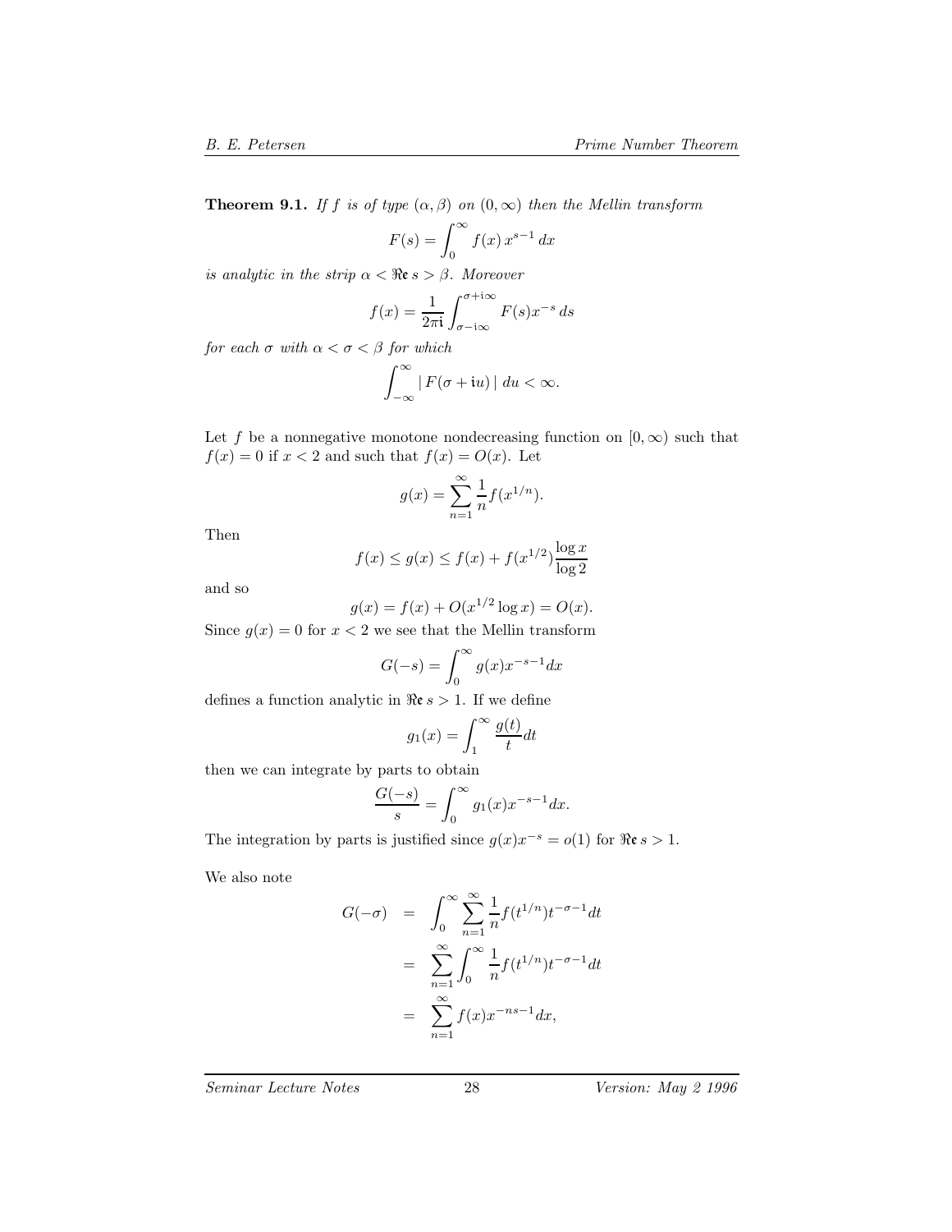**Theorem 9.1.** *If $f$ is of type $(\alpha, \beta)$ on $(0, \infty)$ then the Mellin transform*

$$F(s) = \int_0^\infty f(x)\, x^{s-1}\, dx$$

*is analytic in the strip $\alpha < \Re\mathfrak{e}\, s > \beta$. Moreover*

$$f(x) = \frac{1}{2\pi \mathfrak{i}} \int_{\sigma - \mathfrak{i}\infty}^{\sigma + \mathfrak{i}\infty} F(s) x^{-s}\, ds$$

*for each $\sigma$ with $\alpha < \sigma < \beta$ for which*

$$\int_{-\infty}^{\infty} |\, F(\sigma + \mathfrak{i}u)\, |\; du < \infty.$$

Let $f$ be a nonnegative monotone nondecreasing function on $[0, \infty)$ such that $f(x) = 0$ if $x < 2$ and such that $f(x) = O(x)$. Let

$$g(x) = \sum_{n=1}^{\infty} \frac{1}{n} f(x^{1/n}).$$

Then

$$f(x) \leq g(x) \leq f(x) + f(x^{1/2}) \frac{\log x}{\log 2}$$

and so

$$g(x) = f(x) + O(x^{1/2} \log x) = O(x).$$

Since $g(x) = 0$ for $x < 2$ we see that the Mellin transform

$$G(-s) = \int_0^\infty g(x) x^{-s-1} dx$$

defines a function analytic in $\Re\mathfrak{e}\, s > 1$. If we define

$$g_1(x) = \int_1^\infty \frac{g(t)}{t} dt$$

then we can integrate by parts to obtain

$$\frac{G(-s)}{s} = \int_0^\infty g_1(x) x^{-s-1} dx.$$

The integration by parts is justified since $g(x) x^{-s} = o(1)$ for $\Re\mathfrak{e}\, s > 1$.

We also note

$$\begin{aligned}
G(-\sigma) &= \int_0^\infty \sum_{n=1}^{\infty} \frac{1}{n} f(t^{1/n}) t^{-\sigma - 1} dt \\
&= \sum_{n=1}^{\infty} \int_0^\infty \frac{1}{n} f(t^{1/n}) t^{-\sigma - 1} dt \\
&= \sum_{n=1}^{\infty} f(x) x^{-ns-1} dx,
\end{aligned}$$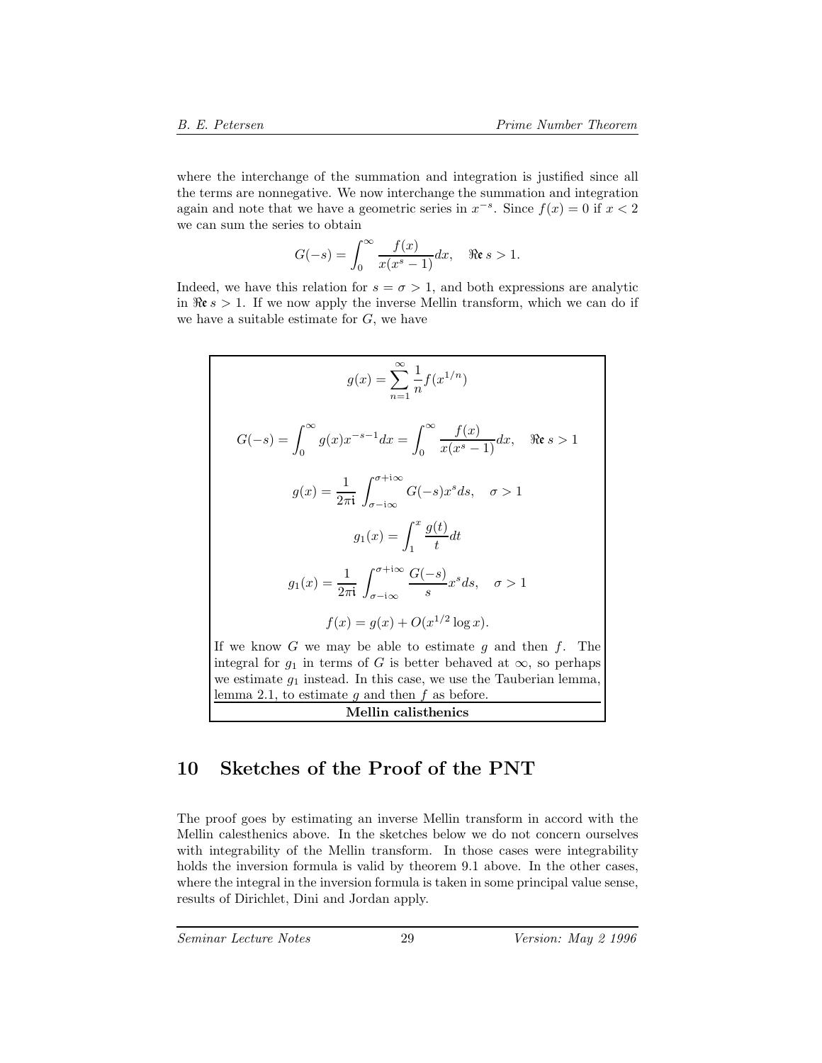where the interchange of the summation and integration is justified since all the terms are nonnegative. We now interchange the summation and integration again and note that we have a geometric series in $x^{-s}$. Since $f(x) = 0$ if $x < 2$ we can sum the series to obtain

$$G(-s) = \int_0^\infty \frac{f(x)}{x(x^s - 1)} dx, \quad \Re s > 1.$$

Indeed, we have this relation for $s = \sigma > 1$, and both expressions are analytic in $\Re s > 1$. If we now apply the inverse Mellin transform, which we can do if we have a suitable estimate for $G$, we have

$$g(x) = \sum_{n=1}^{\infty} \frac{1}{n} f(x^{1/n})$$

$$G(-s) = \int_0^\infty g(x) x^{-s-1} dx = \int_0^\infty \frac{f(x)}{x(x^s - 1)} dx, \quad \Re s > 1$$

$$g(x) = \frac{1}{2\pi i} \int_{\sigma - i\infty}^{\sigma + i\infty} G(-s) x^s ds, \quad \sigma > 1$$

$$g_1(x) = \int_1^x \frac{g(t)}{t} dt$$

$$g_1(x) = \frac{1}{2\pi i} \int_{\sigma - i\infty}^{\sigma + i\infty} \frac{G(-s)}{s} x^s ds, \quad \sigma > 1$$

$$f(x) = g(x) + O(x^{1/2} \log x).$$

If we know $G$ we may be able to estimate $g$ and then $f$. The integral for $g_1$ in terms of $G$ is better behaved at $\infty$, so perhaps we estimate $g_1$ instead. In this case, we use the Tauberian lemma, lemma 2.1, to estimate $g$ and then $f$ as before.

**Mellin calisthenics**

## 10 Sketches of the Proof of the PNT

The proof goes by estimating an inverse Mellin transform in accord with the Mellin calesthenics above. In the sketches below we do not concern ourselves with integrability of the Mellin transform. In those cases were integrability holds the inversion formula is valid by theorem 9.1 above. In the other cases, where the integral in the inversion formula is taken in some principal value sense, results of Dirichlet, Dini and Jordan apply.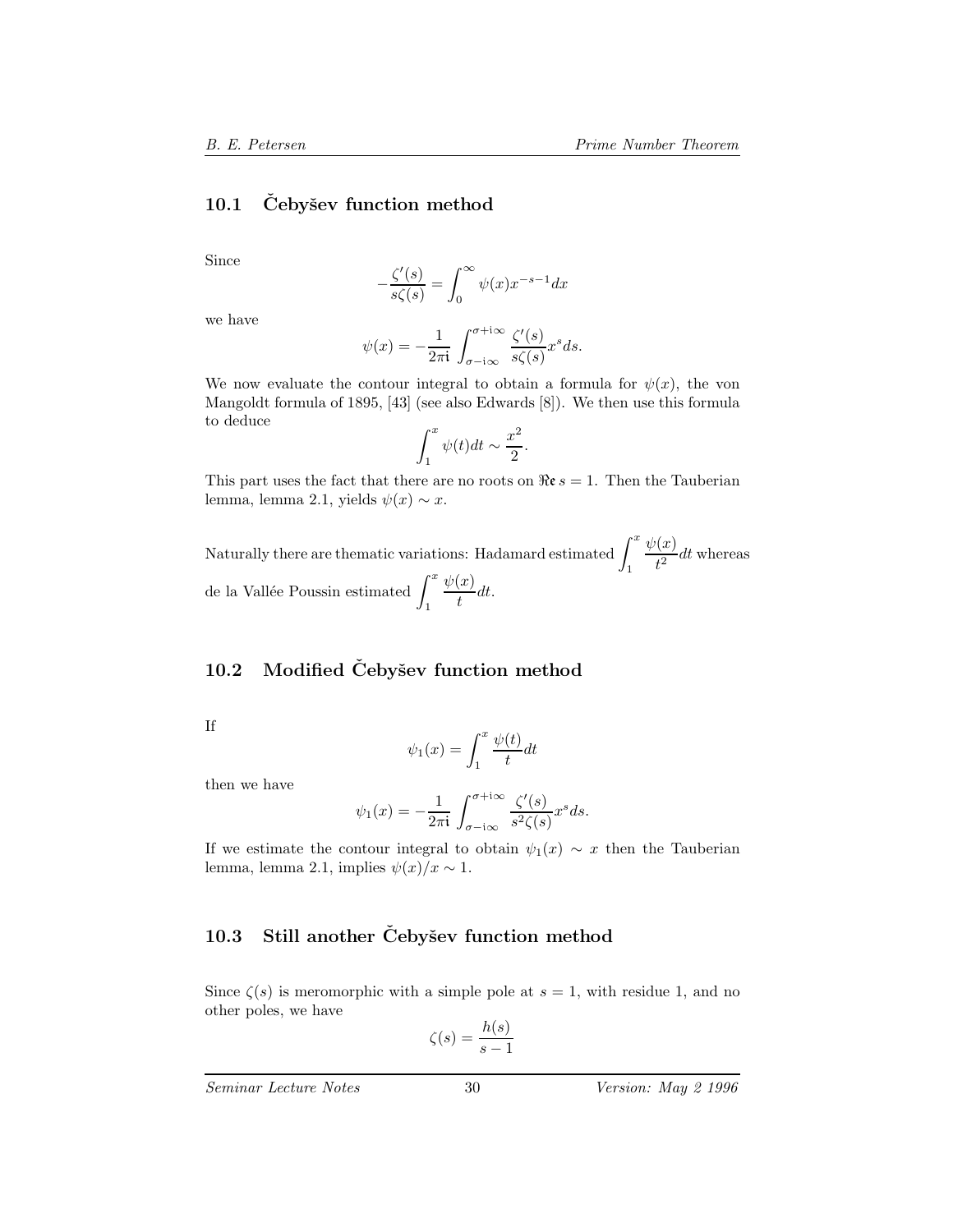## 10.1 Čebyšev function method

Since

$$-\frac{\zeta'(s)}{s\zeta(s)} = \int_0^\infty \psi(x)x^{-s-1}dx$$

we have

$$\psi(x) = -\frac{1}{2\pi\mathfrak{i}} \int_{\sigma-\mathfrak{i}\infty}^{\sigma+\mathfrak{i}\infty} \frac{\zeta'(s)}{s\zeta(s)} x^s ds.$$

We now evaluate the contour integral to obtain a formula for $\psi(x)$, the von Mangoldt formula of 1895, [43] (see also Edwards [8]). We then use this formula to deduce

$$\int_1^x \psi(t)dt \sim \frac{x^2}{2}.$$

This part uses the fact that there are no roots on $\Re\mathfrak{e}\, s = 1$. Then the Tauberian lemma, lemma 2.1, yields $\psi(x) \sim x$.

Naturally there are thematic variations: Hadamard estimated $\int_1^x \frac{\psi(x)}{t^2}dt$ whereas de la Vallée Poussin estimated $\int_1^x \frac{\psi(x)}{t}dt$.

## 10.2 Modified Čebyšev function method

If

$$\psi_1(x) = \int_1^x \frac{\psi(t)}{t}dt$$

then we have

$$\psi_1(x) = -\frac{1}{2\pi\mathfrak{i}} \int_{\sigma-\mathfrak{i}\infty}^{\sigma+\mathfrak{i}\infty} \frac{\zeta'(s)}{s^2\zeta(s)} x^s ds.$$

If we estimate the contour integral to obtain $\psi_1(x) \sim x$ then the Tauberian lemma, lemma 2.1, implies $\psi(x)/x \sim 1$.

## 10.3 Still another Čebyšev function method

Since $\zeta(s)$ is meromorphic with a simple pole at $s = 1$, with residue 1, and no other poles, we have

$$\zeta(s) = \frac{h(s)}{s-1}$$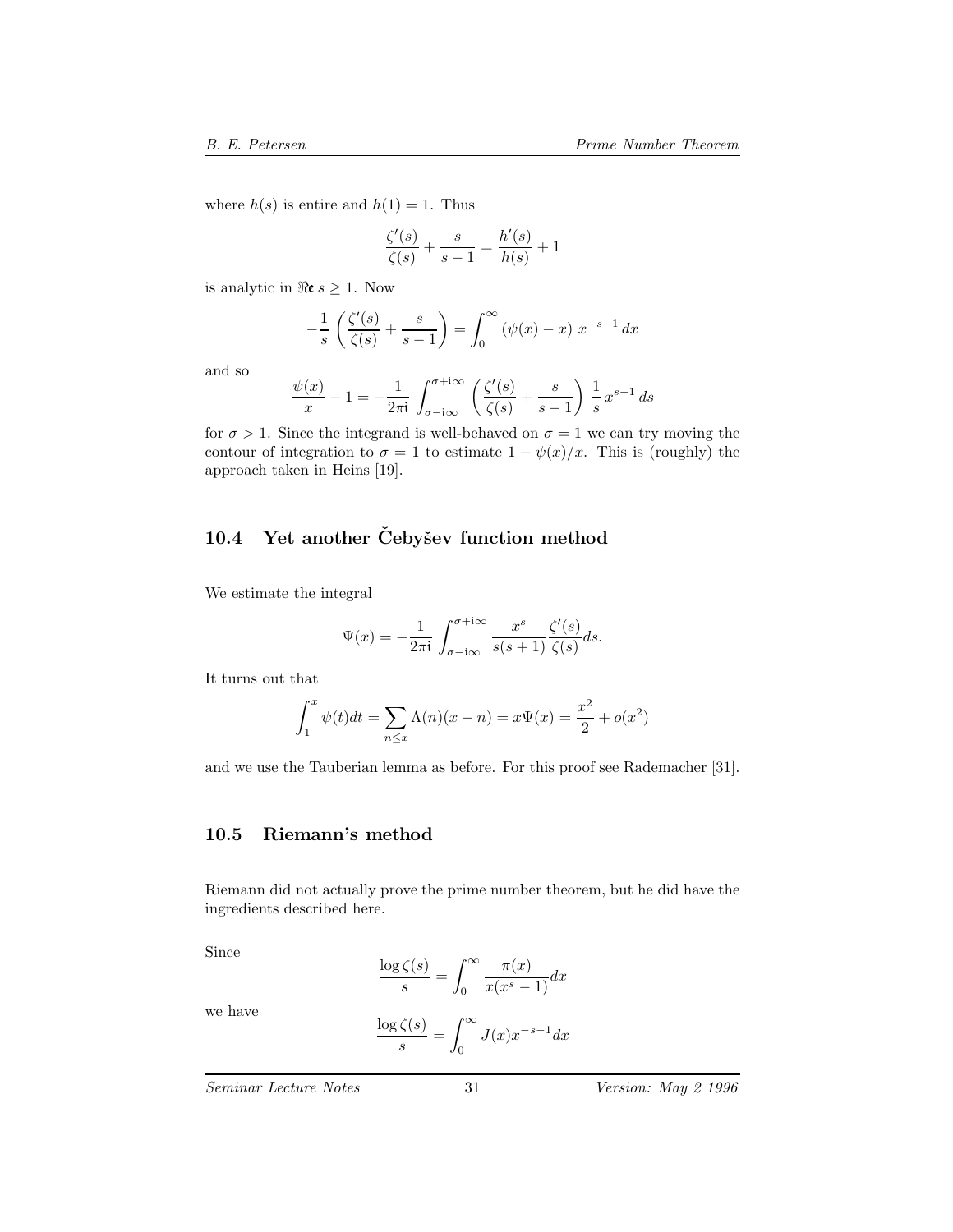where $h(s)$ is entire and $h(1) = 1$. Thus

$$\frac{\zeta'(s)}{\zeta(s)} + \frac{s}{s-1} = \frac{h'(s)}{h(s)} + 1$$

is analytic in $\Re\mathfrak{e}\, s \geq 1$. Now

$$-\frac{1}{s}\left(\frac{\zeta'(s)}{\zeta(s)} + \frac{s}{s-1}\right) = \int_0^\infty (\psi(x) - x)\; x^{-s-1}\, dx$$

and so

$$\frac{\psi(x)}{x} - 1 = -\frac{1}{2\pi\mathfrak{i}} \int_{\sigma - \mathfrak{i}\infty}^{\sigma + \mathfrak{i}\infty} \left(\frac{\zeta'(s)}{\zeta(s)} + \frac{s}{s-1}\right) \frac{1}{s}\, x^{s-1}\, ds$$

for $\sigma > 1$. Since the integrand is well-behaved on $\sigma = 1$ we can try moving the contour of integration to $\sigma = 1$ to estimate $1 - \psi(x)/x$. This is (roughly) the approach taken in Heins [19].

## 10.4 Yet another Čebyšev function method

We estimate the integral

$$\Psi(x) = -\frac{1}{2\pi\mathfrak{i}} \int_{\sigma - \mathfrak{i}\infty}^{\sigma + \mathfrak{i}\infty} \frac{x^s}{s(s+1)} \frac{\zeta'(s)}{\zeta(s)} ds.$$

It turns out that

$$\int_1^x \psi(t) dt = \sum_{n \leq x} \Lambda(n)(x - n) = x\Psi(x) = \frac{x^2}{2} + o(x^2)$$

and we use the Tauberian lemma as before. For this proof see Rademacher [31].

## 10.5 Riemann's method

Riemann did not actually prove the prime number theorem, but he did have the ingredients described here.

Since

$$\frac{\log \zeta(s)}{s} = \int_0^\infty \frac{\pi(x)}{x(x^s - 1)} dx$$

we have

$$\frac{\log \zeta(s)}{s} = \int_0^\infty J(x) x^{-s-1} dx$$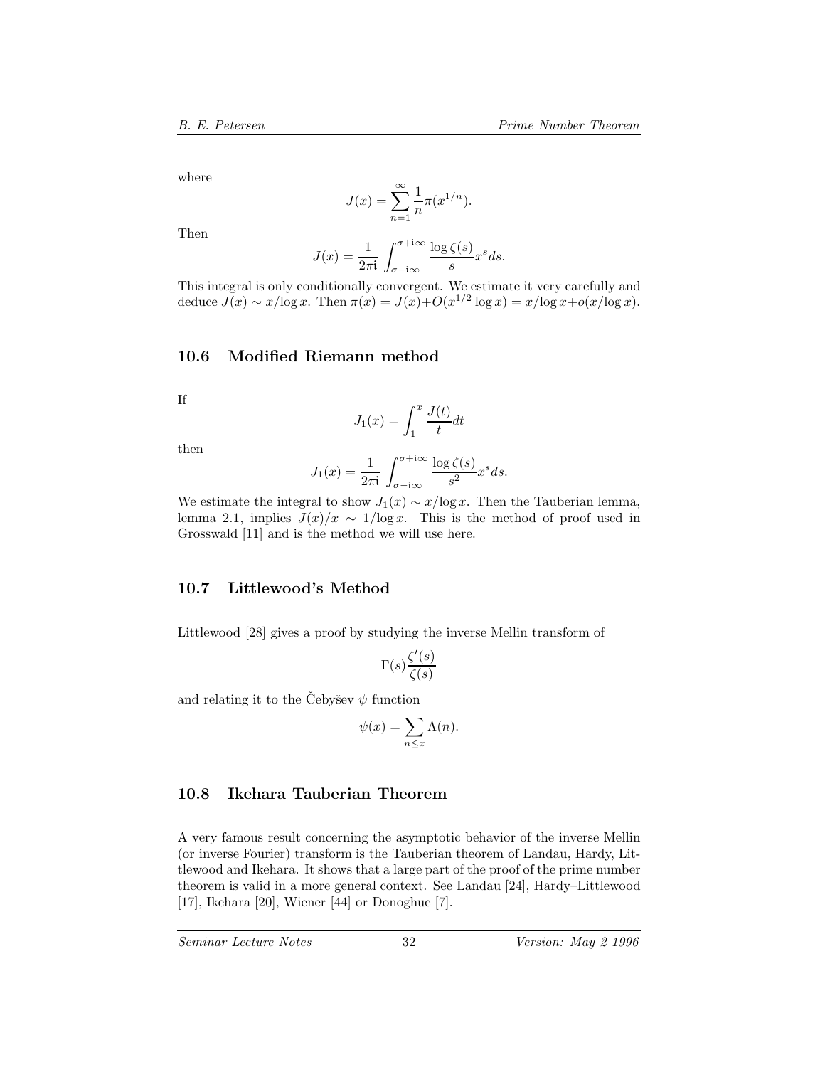where

$$J(x) = \sum_{n=1}^{\infty} \frac{1}{n} \pi(x^{1/n}).$$

Then

$$J(x) = \frac{1}{2\pi \mathrm{i}} \int_{\sigma - \mathrm{i}\infty}^{\sigma + \mathrm{i}\infty} \frac{\log \zeta(s)}{s} x^s ds.$$

This integral is only conditionally convergent. We estimate it very carefully and deduce $J(x) \sim x/\log x$. Then $\pi(x) = J(x) + O(x^{1/2} \log x) = x/\log x + o(x/\log x)$.

## 10.6 Modified Riemann method

If

$$J_1(x) = \int_1^x \frac{J(t)}{t} dt$$

then

$$J_1(x) = \frac{1}{2\pi \mathrm{i}} \int_{\sigma - \mathrm{i}\infty}^{\sigma + \mathrm{i}\infty} \frac{\log \zeta(s)}{s^2} x^s ds.$$

We estimate the integral to show $J_1(x) \sim x/\log x$. Then the Tauberian lemma, lemma 2.1, implies $J(x)/x \sim 1/\log x$. This is the method of proof used in Grosswald [11] and is the method we will use here.

## 10.7 Littlewood's Method

Littlewood [28] gives a proof by studying the inverse Mellin transform of

$$\Gamma(s) \frac{\zeta'(s)}{\zeta(s)}$$

and relating it to the Čebyšev $\psi$ function

$$\psi(x) = \sum_{n \leq x} \Lambda(n).$$

## 10.8 Ikehara Tauberian Theorem

A very famous result concerning the asymptotic behavior of the inverse Mellin (or inverse Fourier) transform is the Tauberian theorem of Landau, Hardy, Littlewood and Ikehara. It shows that a large part of the proof of the prime number theorem is valid in a more general context. See Landau [24], Hardy–Littlewood [17], Ikehara [20], Wiener [44] or Donoghue [7].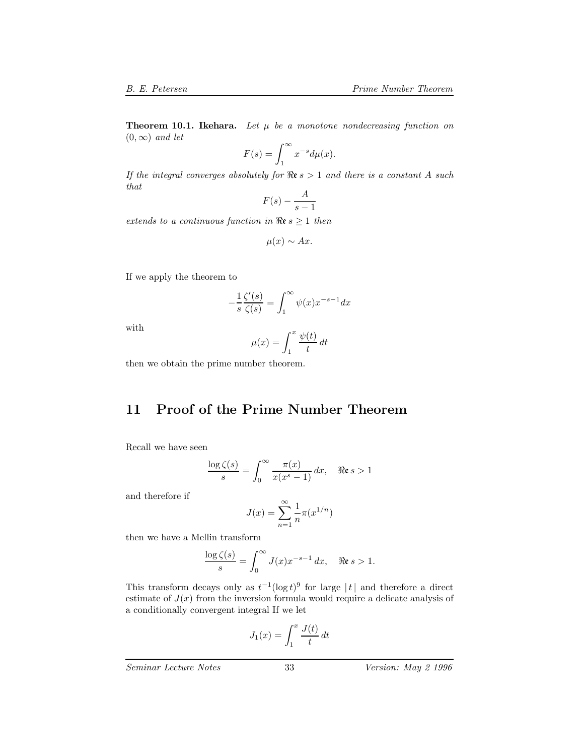**Theorem 10.1. Ikehara.** *Let $\mu$ be a monotone nondecreasing function on $(0, \infty)$ and let*

$$F(s) = \int_1^\infty x^{-s} d\mu(x).$$

*If the integral converges absolutely for $\Re s > 1$ and there is a constant $A$ such that*

$$F(s) - \frac{A}{s-1}$$

*extends to a continuous function in $\Re s \geq 1$ then*

$$\mu(x) \sim Ax.$$

If we apply the theorem to

$$-\frac{1}{s}\frac{\zeta'(s)}{\zeta(s)} = \int_1^\infty \psi(x) x^{-s-1} dx$$

with

$$\mu(x) = \int_1^x \frac{\psi(t)}{t}\, dt$$

then we obtain the prime number theorem.

## 11 Proof of the Prime Number Theorem

Recall we have seen

$$\frac{\log \zeta(s)}{s} = \int_0^\infty \frac{\pi(x)}{x(x^s - 1)}\, dx, \quad \Re s > 1$$

and therefore if

$$J(x) = \sum_{n=1}^\infty \frac{1}{n} \pi(x^{1/n})$$

then we have a Mellin transform

$$\frac{\log \zeta(s)}{s} = \int_0^\infty J(x) x^{-s-1}\, dx, \quad \Re s > 1.$$

This transform decays only as $t^{-1}(\log t)^9$ for large $|t|$ and therefore a direct estimate of $J(x)$ from the inversion formula would require a delicate analysis of a conditionally convergent integral If we let

$$J_1(x) = \int_1^x \frac{J(t)}{t}\, dt$$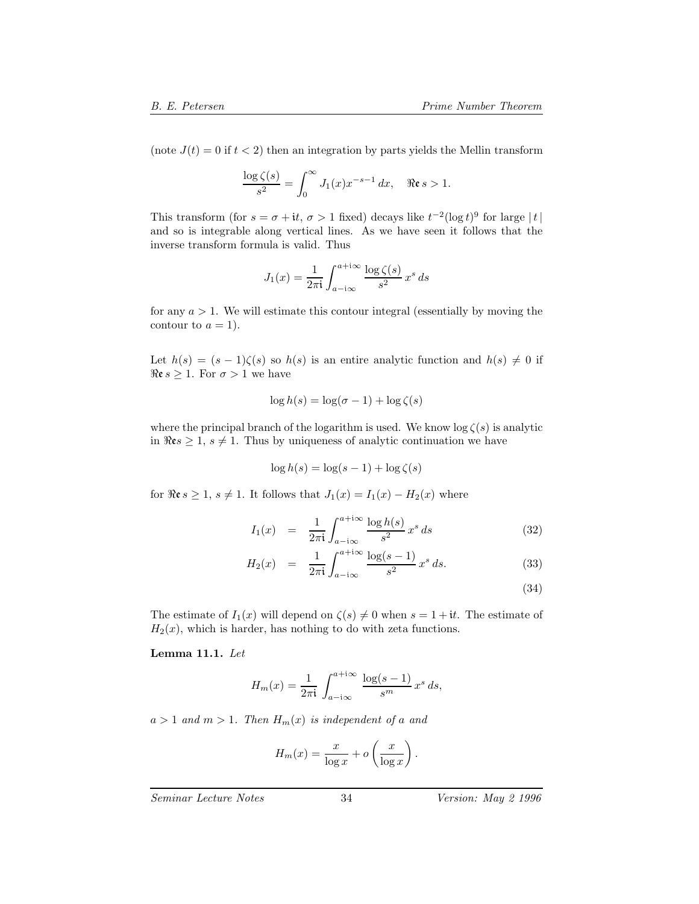(note $J(t) = 0$ if $t < 2$) then an integration by parts yields the Mellin transform

$$\frac{\log \zeta(s)}{s^2} = \int_0^\infty J_1(x) x^{-s-1}\, dx, \quad \mathfrak{Re}\, s > 1.$$

This transform (for $s = \sigma + \mathfrak{i}t$, $\sigma > 1$ fixed) decays like $t^{-2}(\log t)^9$ for large $|\,t\,|$ and so is integrable along vertical lines. As we have seen it follows that the inverse transform formula is valid. Thus

$$J_1(x) = \frac{1}{2\pi\mathfrak{i}} \int_{a-\mathfrak{i}\infty}^{a+\mathfrak{i}\infty} \frac{\log \zeta(s)}{s^2}\, x^s\, ds$$

for any $a > 1$. We will estimate this contour integral (essentially by moving the contour to $a = 1$).

Let $h(s) = (s-1)\zeta(s)$ so $h(s)$ is an entire analytic function and $h(s) \neq 0$ if $\mathfrak{Re}\, s \geq 1$. For $\sigma > 1$ we have

$$\log h(s) = \log(\sigma - 1) + \log \zeta(s)$$

where the principal branch of the logarithm is used. We know $\log \zeta(s)$ is analytic in $\mathfrak{Re} s \geq 1$, $s \neq 1$. Thus by uniqueness of analytic continuation we have

$$\log h(s) = \log(s-1) + \log \zeta(s)$$

for $\mathfrak{Re}\, s \geq 1$, $s \neq 1$. It follows that $J_1(x) = I_1(x) - H_2(x)$ where

$$I_1(x) = \frac{1}{2\pi\mathfrak{i}} \int_{a-\mathfrak{i}\infty}^{a+\mathfrak{i}\infty} \frac{\log h(s)}{s^2}\, x^s\, ds \tag{32}$$

$$H_2(x) = \frac{1}{2\pi\mathfrak{i}} \int_{a-\mathfrak{i}\infty}^{a+\mathfrak{i}\infty} \frac{\log(s-1)}{s^2}\, x^s\, ds. \tag{33}$$

$$\tag{34}$$

The estimate of $I_1(x)$ will depend on $\zeta(s) \neq 0$ when $s = 1 + \mathfrak{i}t$. The estimate of $H_2(x)$, which is harder, has nothing to do with zeta functions.

**Lemma 11.1.** *Let*

$$H_m(x) = \frac{1}{2\pi\mathfrak{i}} \int_{a-\mathfrak{i}\infty}^{a+\mathfrak{i}\infty} \frac{\log(s-1)}{s^m}\, x^s\, ds,$$

*$a > 1$ and $m > 1$. Then $H_m(x)$ is independent of $a$ and*

$$H_m(x) = \frac{x}{\log x} + o\left(\frac{x}{\log x}\right).$$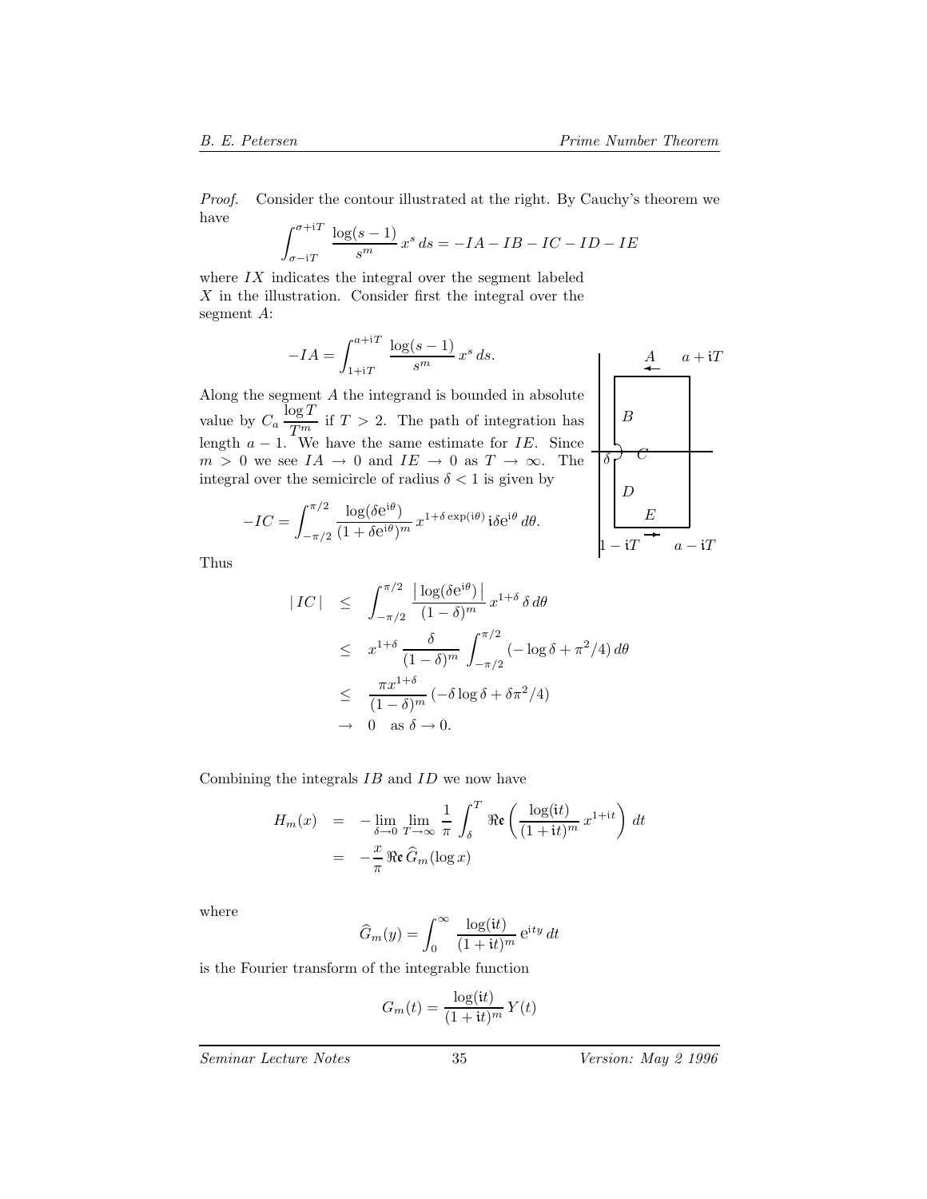*Proof.* Consider the contour illustrated at the right. By Cauchy's theorem we have

$$\int_{\sigma-\mathrm{i}T}^{\sigma+\mathrm{i}T} \frac{\log(s-1)}{s^m}\, x^s\, ds = -IA - IB - IC - ID - IE$$

where $IX$ indicates the integral over the segment labeled $X$ in the illustration. Consider first the integral over the segment $A$:

$$-IA = \int_{1+\mathrm{i}T}^{a+\mathrm{i}T} \frac{\log(s-1)}{s^m}\, x^s\, ds.$$

Along the segment $A$ the integrand is bounded in absolute value by $C_a \dfrac{\log T}{T^m}$ if $T > 2$. The path of integration has length $a-1$. We have the same estimate for $IE$. Since $m > 0$ we see $IA \to 0$ and $IE \to 0$ as $T \to \infty$. The integral over the semicircle of radius $\delta < 1$ is given by

$$-IC = \int_{-\pi/2}^{\pi/2} \frac{\log(\delta \mathrm{e}^{\mathrm{i}\theta})}{(1+\delta \mathrm{e}^{\mathrm{i}\theta})^m}\, x^{1+\delta \exp(\mathrm{i}\theta)}\, \mathrm{i}\delta \mathrm{e}^{\mathrm{i}\theta}\, d\theta.$$

Thus

$$\begin{aligned}
|\,IC\,| &\le \int_{-\pi/2}^{\pi/2} \frac{\left|\log(\delta \mathrm{e}^{\mathrm{i}\theta})\right|}{(1-\delta)^m}\, x^{1+\delta}\, \delta\, d\theta \\
&\le x^{1+\delta}\, \frac{\delta}{(1-\delta)^m} \int_{-\pi/2}^{\pi/2} (-\log\delta + \pi^2/4)\, d\theta \\
&\le \frac{\pi x^{1+\delta}}{(1-\delta)^m}\, (-\delta \log \delta + \delta \pi^2/4) \\
&\to 0 \quad \text{as } \delta \to 0.
\end{aligned}$$

Combining the integrals $IB$ and $ID$ we now have

$$\begin{aligned}
H_m(x) &= -\lim_{\delta\to 0} \lim_{T\to\infty} \frac{1}{\pi} \int_{\delta}^{T} \mathfrak{Re}\left( \frac{\log(\mathrm{i}t)}{(1+\mathrm{i}t)^m}\, x^{1+\mathrm{i}t} \right)\, dt \\
&= -\frac{x}{\pi}\, \mathfrak{Re}\, \widehat{G}_m(\log x)
\end{aligned}$$

where

$$\widehat{G}_m(y) = \int_0^\infty \frac{\log(\mathrm{i}t)}{(1+\mathrm{i}t)^m}\, \mathrm{e}^{\mathrm{i}ty}\, dt$$

is the Fourier transform of the integrable function

$$G_m(t) = \frac{\log(\mathrm{i}t)}{(1+\mathrm{i}t)^m}\, Y(t)$$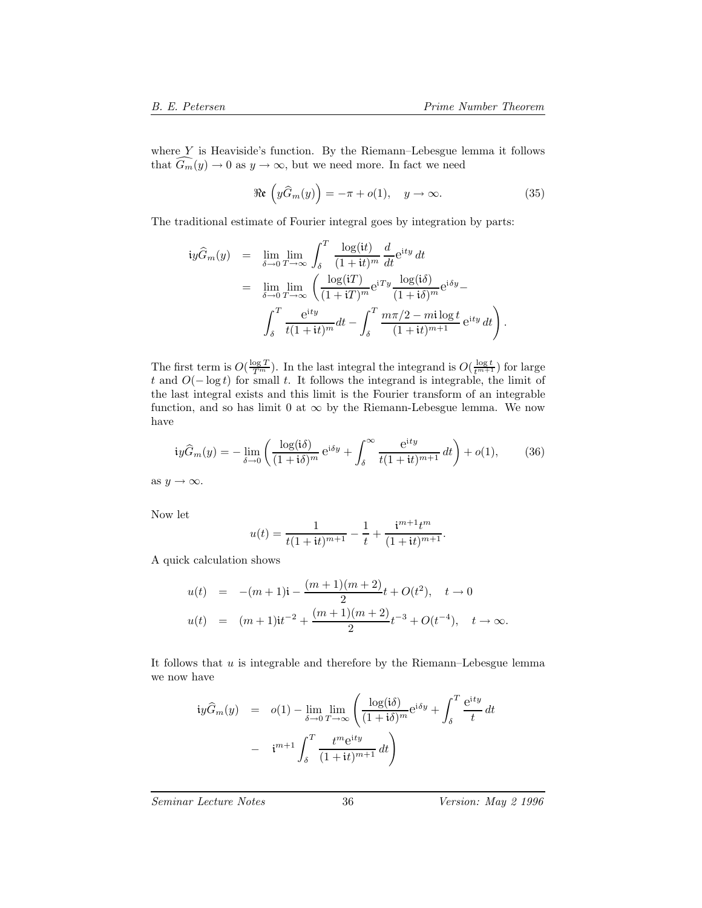where $Y$ is Heaviside's function. By the Riemann–Lebesgue lemma it follows that $\widehat{G_m}(y) \to 0$ as $y \to \infty$, but we need more. In fact we need

$$\mathfrak{Re}\left(y\widehat{G}_m(y)\right) = -\pi + o(1), \quad y \to \infty. \tag{35}$$

The traditional estimate of Fourier integral goes by integration by parts:

$$\begin{aligned}
\mathfrak{i}y\widehat{G}_m(y) &= \lim_{\delta\to 0}\lim_{T\to\infty}\int_\delta^T \frac{\log(\mathfrak{i}t)}{(1+\mathfrak{i}t)^m}\frac{d}{dt}\mathrm{e}^{\mathfrak{i}ty}\,dt \\
&= \lim_{\delta\to 0}\lim_{T\to\infty}\left(\frac{\log(\mathfrak{i}T)}{(1+\mathfrak{i}T)^m}\mathrm{e}^{\mathfrak{i}Ty}\frac{\log(\mathfrak{i}\delta)}{(1+\mathfrak{i}\delta)^m}\mathrm{e}^{\mathfrak{i}\delta y} - \right. \\
&\qquad \left. \int_\delta^T \frac{\mathrm{e}^{\mathfrak{i}ty}}{t(1+\mathfrak{i}t)^m}dt - \int_\delta^T \frac{m\pi/2 - m\mathfrak{i}\log t}{(1+\mathfrak{i}t)^{m+1}}\,\mathrm{e}^{\mathfrak{i}ty}\,dt\right).
\end{aligned}$$

The first term is $O(\frac{\log T}{T^m})$. In the last integral the integrand is $O(\frac{\log t}{t^{m+1}})$ for large $t$ and $O(-\log t)$ for small $t$. It follows the integrand is integrable, the limit of the last integral exists and this limit is the Fourier transform of an integrable function, and so has limit 0 at $\infty$ by the Riemann-Lebesgue lemma. We now have

$$\mathfrak{i}y\widehat{G}_m(y) = -\lim_{\delta\to 0}\left(\frac{\log(\mathfrak{i}\delta)}{(1+\mathfrak{i}\delta)^m}\,\mathrm{e}^{\mathfrak{i}\delta y} + \int_\delta^\infty \frac{\mathrm{e}^{\mathfrak{i}ty}}{t(1+\mathfrak{i}t)^{m+1}}\,dt\right) + o(1), \tag{36}$$

as $y \to \infty$.

Now let

$$u(t) = \frac{1}{t(1+\mathfrak{i}t)^{m+1}} - \frac{1}{t} + \frac{\mathfrak{i}^{m+1}t^m}{(1+\mathfrak{i}t)^{m+1}}.$$

A quick calculation shows

$$\begin{aligned}
u(t) &= -(m+1)\mathfrak{i} - \frac{(m+1)(m+2)}{2}t + O(t^2), \quad t \to 0 \\
u(t) &= (m+1)\mathfrak{i}t^{-2} + \frac{(m+1)(m+2)}{2}t^{-3} + O(t^{-4}), \quad t \to \infty.
\end{aligned}$$

It follows that $u$ is integrable and therefore by the Riemann–Lebesgue lemma we now have

$$\begin{aligned}
\mathfrak{i}y\widehat{G}_m(y) &= o(1) - \lim_{\delta\to 0}\lim_{T\to\infty}\left(\frac{\log(\mathfrak{i}\delta)}{(1+\mathfrak{i}\delta)^m}\mathrm{e}^{\mathfrak{i}\delta y} + \int_\delta^T \frac{\mathrm{e}^{\mathfrak{i}ty}}{t}\,dt\right. \\
&\quad - \left.\mathfrak{i}^{m+1}\int_\delta^T \frac{t^m\mathrm{e}^{\mathfrak{i}ty}}{(1+\mathfrak{i}t)^{m+1}}\,dt\right)
\end{aligned}$$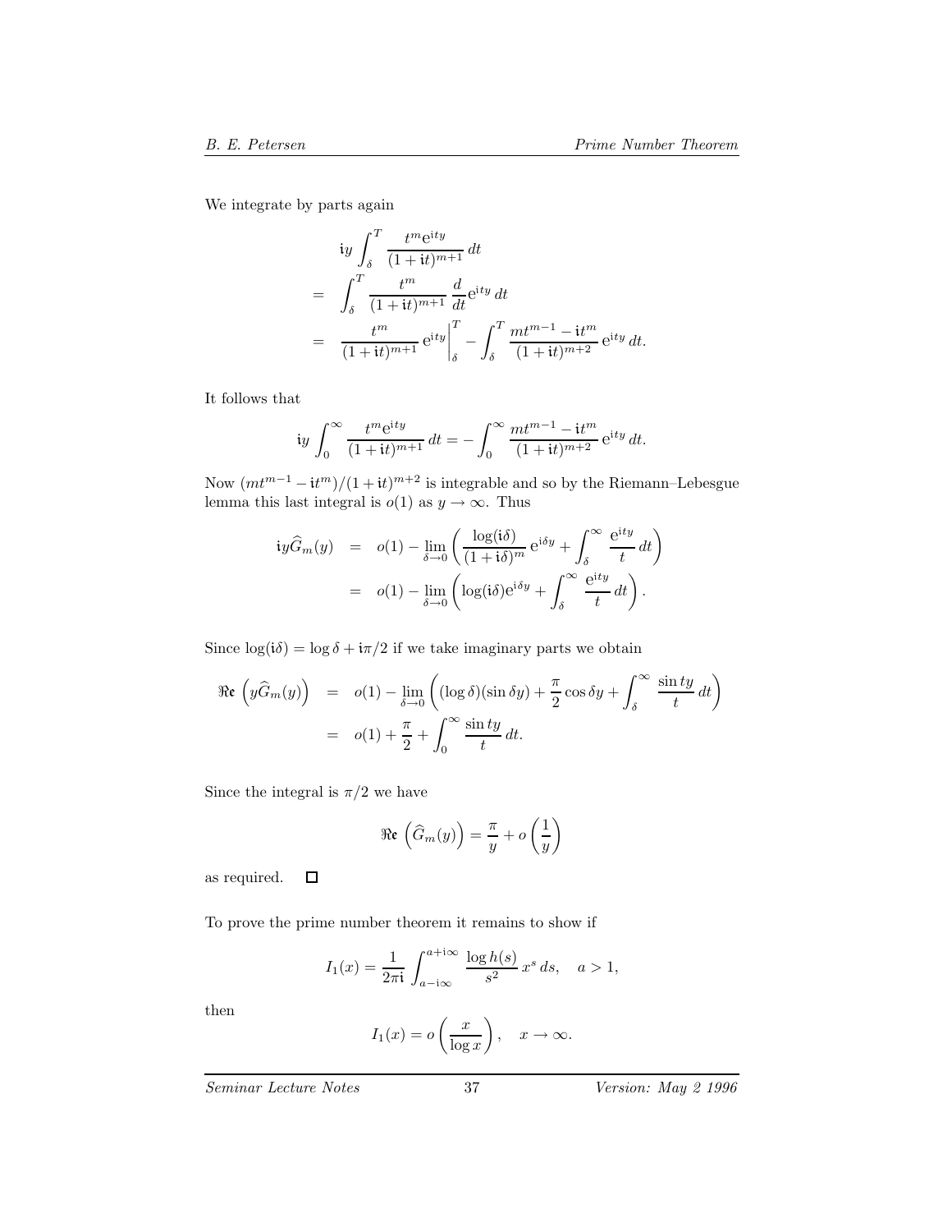We integrate by parts again

$$
\begin{aligned}
& \mathfrak{i}y \int_{\delta}^{T} \frac{t^m \mathrm{e}^{\mathfrak{i}ty}}{(1+\mathfrak{i}t)^{m+1}}\, dt \\
= & \int_{\delta}^{T} \frac{t^m}{(1+\mathfrak{i}t)^{m+1}} \frac{d}{dt} \mathrm{e}^{\mathfrak{i}ty}\, dt \\
= & \left. \frac{t^m}{(1+\mathfrak{i}t)^{m+1}}\, \mathrm{e}^{\mathfrak{i}ty} \right|_{\delta}^{T} - \int_{\delta}^{T} \frac{mt^{m-1} - \mathfrak{i}t^m}{(1+\mathfrak{i}t)^{m+2}}\, \mathrm{e}^{\mathfrak{i}ty}\, dt.
\end{aligned}
$$

It follows that

$$
\mathfrak{i}y \int_{0}^{\infty} \frac{t^m \mathrm{e}^{\mathfrak{i}ty}}{(1+\mathfrak{i}t)^{m+1}}\, dt = - \int_{0}^{\infty} \frac{mt^{m-1} - \mathfrak{i}t^m}{(1+\mathfrak{i}t)^{m+2}}\, \mathrm{e}^{\mathfrak{i}ty}\, dt.
$$

Now $(mt^{m-1} - \mathfrak{i}t^m)/(1+\mathfrak{i}t)^{m+2}$ is integrable and so by the Riemann–Lebesgue lemma this last integral is $o(1)$ as $y \to \infty$. Thus

$$
\begin{aligned}
\mathfrak{i}y\widehat{G}_m(y) &= o(1) - \lim_{\delta \to 0} \left( \frac{\log(\mathfrak{i}\delta)}{(1+\mathfrak{i}\delta)^m}\, \mathrm{e}^{\mathfrak{i}\delta y} + \int_{\delta}^{\infty} \frac{\mathrm{e}^{\mathfrak{i}ty}}{t}\, dt \right) \\
&= o(1) - \lim_{\delta \to 0} \left( \log(\mathfrak{i}\delta) \mathrm{e}^{\mathfrak{i}\delta y} + \int_{\delta}^{\infty} \frac{\mathrm{e}^{\mathfrak{i}ty}}{t}\, dt \right).
\end{aligned}
$$

Since $\log(\mathfrak{i}\delta) = \log \delta + \mathfrak{i}\pi/2$ if we take imaginary parts we obtain

$$
\begin{aligned}
\mathfrak{Re}\left(y\widehat{G}_m(y)\right) &= o(1) - \lim_{\delta \to 0} \left( (\log \delta)(\sin \delta y) + \frac{\pi}{2} \cos \delta y + \int_{\delta}^{\infty} \frac{\sin ty}{t}\, dt \right) \\
&= o(1) + \frac{\pi}{2} + \int_{0}^{\infty} \frac{\sin ty}{t}\, dt.
\end{aligned}
$$

Since the integral is $\pi/2$ we have

$$
\mathfrak{Re}\left(\widehat{G}_m(y)\right) = \frac{\pi}{y} + o\left(\frac{1}{y}\right)
$$

as required. □

To prove the prime number theorem it remains to show if

$$
I_1(x) = \frac{1}{2\pi\mathfrak{i}} \int_{a-\mathfrak{i}\infty}^{a+\mathfrak{i}\infty} \frac{\log h(s)}{s^2}\, x^s\, ds, \quad a > 1,
$$

then

$$
I_1(x) = o\left(\frac{x}{\log x}\right), \quad x \to \infty.
$$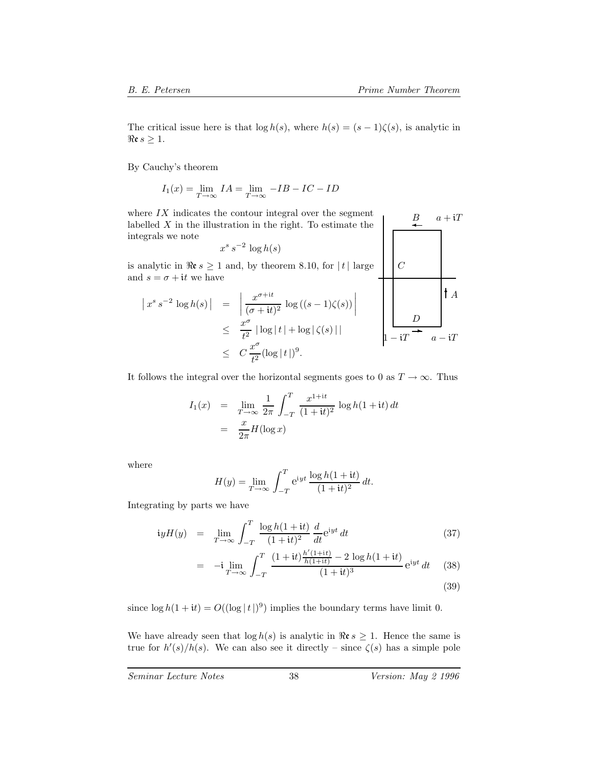The critical issue here is that $\log h(s)$, where $h(s) = (s-1)\zeta(s)$, is analytic in $\mathfrak{Re}\, s \geq 1$.

By Cauchy's theorem

$$I_1(x) = \lim_{T\to\infty} IA = \lim_{T\to\infty} -IB - IC - ID$$

where $IX$ indicates the contour integral over the segment labelled $X$ in the illustration in the right. To estimate the integrals we note

$$x^s\, s^{-2} \log h(s)$$

is analytic in $\mathfrak{Re}\, s \geq 1$ and, by theorem 8.10, for $|\, t\,|$ large and $s = \sigma + \mathfrak{i}t$ we have

$$\begin{aligned}
\left| x^s\, s^{-2} \log h(s) \right| &= \left| \frac{x^{\sigma + \mathfrak{i}t}}{(\sigma + \mathfrak{i}t)^2} \log\left((s-1)\zeta(s)\right) \right| \\
&\leq \frac{x^\sigma}{t^2} \,|\log|\,t\,| + \log|\,\zeta(s)\,|\,| \\
&\leq C\, \frac{x^\sigma}{t^2} (\log|\,t\,|)^9.
\end{aligned}$$

It follows the integral over the horizontal segments goes to 0 as $T \to \infty$. Thus

$$\begin{aligned}
I_1(x) &= \lim_{T\to\infty} \frac{1}{2\pi} \int_{-T}^{T} \frac{x^{1+\mathfrak{i}t}}{(1+\mathfrak{i}t)^2} \log h(1+\mathfrak{i}t)\, dt \\
&= \frac{x}{2\pi} H(\log x)
\end{aligned}$$

where

$$H(y) = \lim_{T\to\infty} \int_{-T}^{T} \mathrm{e}^{\mathfrak{i}yt} \frac{\log h(1+\mathfrak{i}t)}{(1+\mathfrak{i}t)^2}\, dt.$$

Integrating by parts we have

$$\begin{aligned}
\mathfrak{i}yH(y) &= \lim_{T\to\infty} \int_{-T}^{T} \frac{\log h(1+\mathfrak{i}t)}{(1+\mathfrak{i}t)^2} \frac{d}{dt} \mathrm{e}^{\mathfrak{i}yt}\, dt && (37) \\
&= -\mathfrak{i} \lim_{T\to\infty} \int_{-T}^{T} \frac{(1+\mathfrak{i}t)\frac{h'(1+\mathfrak{i}t)}{h(1+\mathfrak{i}t)} - 2\log h(1+\mathfrak{i}t)}{(1+\mathfrak{i}t)^3} \mathrm{e}^{\mathfrak{i}yt}\, dt && (38) \\
& && (39)
\end{aligned}$$

since $\log h(1+\mathfrak{i}t) = O((\log|\,t\,|)^9)$ implies the boundary terms have limit 0.

We have already seen that $\log h(s)$ is analytic in $\mathfrak{Re}\, s \geq 1$. Hence the same is true for $h'(s)/h(s)$. We can also see it directly – since $\zeta(s)$ has a simple pole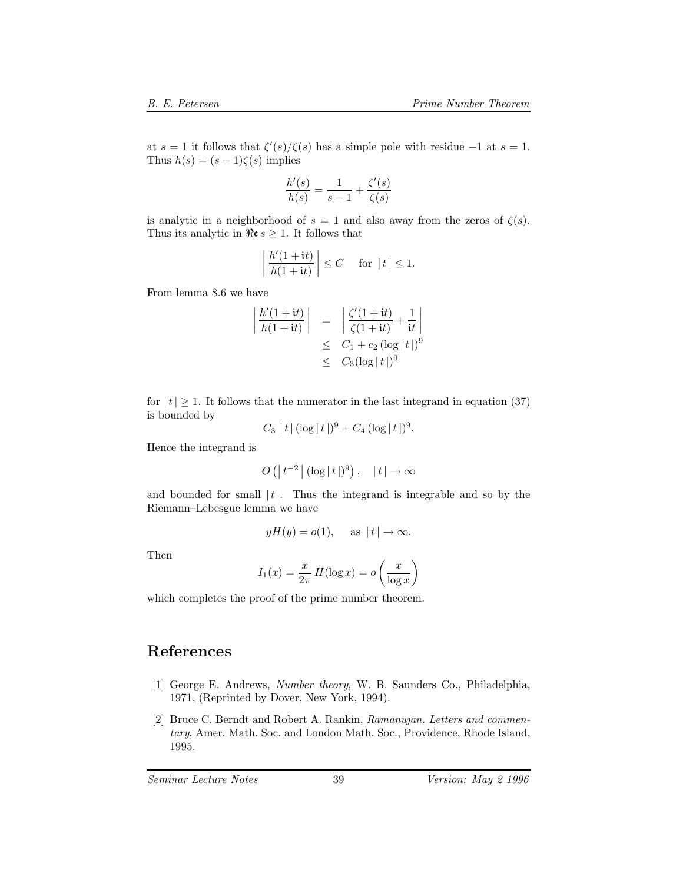at $s = 1$ it follows that $\zeta'(s)/\zeta(s)$ has a simple pole with residue $-1$ at $s = 1$. Thus $h(s) = (s-1)\zeta(s)$ implies

$$\frac{h'(s)}{h(s)} = \frac{1}{s-1} + \frac{\zeta'(s)}{\zeta(s)}$$

is analytic in a neighborhood of $s = 1$ and also away from the zeros of $\zeta(s)$. Thus its analytic in $\Re s \geq 1$. It follows that

$$\left| \frac{h'(1+\mathfrak{i}t)}{h(1+\mathfrak{i}t)} \right| \leq C \quad \text{ for } |t| \leq 1.$$

From lemma 8.6 we have

$$\begin{aligned}
\left| \frac{h'(1+\mathfrak{i}t)}{h(1+\mathfrak{i}t)} \right| &= \left| \frac{\zeta'(1+\mathfrak{i}t)}{\zeta(1+\mathfrak{i}t)} + \frac{1}{\mathfrak{i}t} \right| \\
&\leq C_1 + c_2 \, (\log |t|)^9 \\
&\leq C_3 (\log |t|)^9
\end{aligned}$$

for $|t| \geq 1$. It follows that the numerator in the last integrand in equation (37) is bounded by

$$C_3 \, |t| \, (\log |t|)^9 + C_4 \, (\log |t|)^9.$$

Hence the integrand is

$$O\left( \left| t^{-2} \right| (\log |t|)^9 \right), \quad |t| \to \infty$$

and bounded for small $|t|$. Thus the integrand is integrable and so by the Riemann–Lebesgue lemma we have

$$yH(y) = o(1), \quad \text{ as } |t| \to \infty.$$

Then

$$I_1(x) = \frac{x}{2\pi} \, H(\log x) = o\left( \frac{x}{\log x} \right)$$

which completes the proof of the prime number theorem.

## References

[1] George E. Andrews, *Number theory*, W. B. Saunders Co., Philadelphia, 1971, (Reprinted by Dover, New York, 1994).

[2] Bruce C. Berndt and Robert A. Rankin, *Ramanujan. Letters and commentary*, Amer. Math. Soc. and London Math. Soc., Providence, Rhode Island, 1995.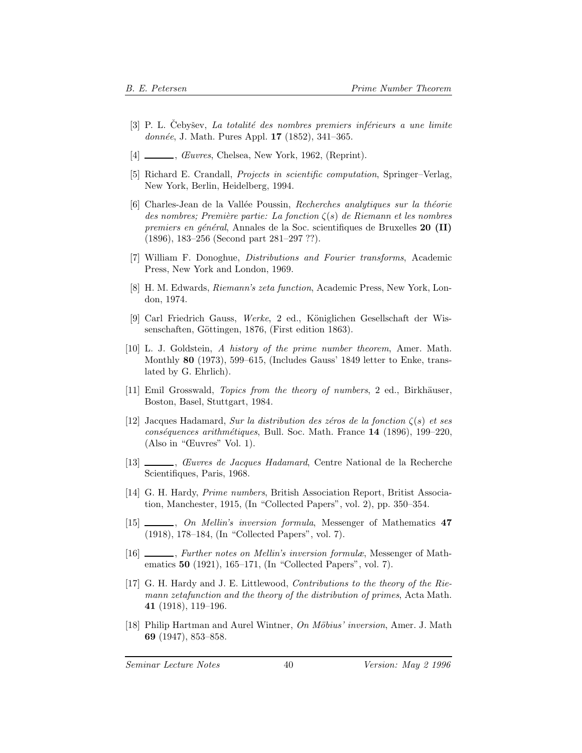[3] P. L. Čebyšev, *La totalité des nombres premiers inférieurs a une limite donnée*, J. Math. Pures Appl. **17** (1852), 341–365.

[4] ______, *Œuvres*, Chelsea, New York, 1962, (Reprint).

[5] Richard E. Crandall, *Projects in scientific computation*, Springer–Verlag, New York, Berlin, Heidelberg, 1994.

[6] Charles-Jean de la Vallée Poussin, *Recherches analytiques sur la théorie des nombres; Première partie: La fonction $\zeta(s)$ de Riemann et les nombres premiers en général*, Annales de la Soc. scientifiques de Bruxelles **20 (II)** (1896), 183–256 (Second part 281–297 ??).

[7] William F. Donoghue, *Distributions and Fourier transforms*, Academic Press, New York and London, 1969.

[8] H. M. Edwards, *Riemann's zeta function*, Academic Press, New York, London, 1974.

[9] Carl Friedrich Gauss, *Werke*, 2 ed., Königlichen Gesellschaft der Wissenschaften, Göttingen, 1876, (First edition 1863).

[10] L. J. Goldstein, *A history of the prime number theorem*, Amer. Math. Monthly **80** (1973), 599–615, (Includes Gauss' 1849 letter to Enke, translated by G. Ehrlich).

[11] Emil Grosswald, *Topics from the theory of numbers*, 2 ed., Birkhäuser, Boston, Basel, Stuttgart, 1984.

[12] Jacques Hadamard, *Sur la distribution des zéros de la fonction $\zeta(s)$ et ses conséquences arithmétiques*, Bull. Soc. Math. France **14** (1896), 199–220, (Also in "Œuvres" Vol. 1).

[13] ______, *Œuvres de Jacques Hadamard*, Centre National de la Recherche Scientifiques, Paris, 1968.

[14] G. H. Hardy, *Prime numbers*, British Association Report, Britist Association, Manchester, 1915, (In "Collected Papers", vol. 2), pp. 350–354.

[15] ______, *On Mellin's inversion formula*, Messenger of Mathematics **47** (1918), 178–184, (In "Collected Papers", vol. 7).

[16] ______, *Further notes on Mellin's inversion formulæ*, Messenger of Mathematics **50** (1921), 165–171, (In "Collected Papers", vol. 7).

[17] G. H. Hardy and J. E. Littlewood, *Contributions to the theory of the Riemann zetafunction and the theory of the distribution of primes*, Acta Math. **41** (1918), 119–196.

[18] Philip Hartman and Aurel Wintner, *On Möbius' inversion*, Amer. J. Math **69** (1947), 853–858.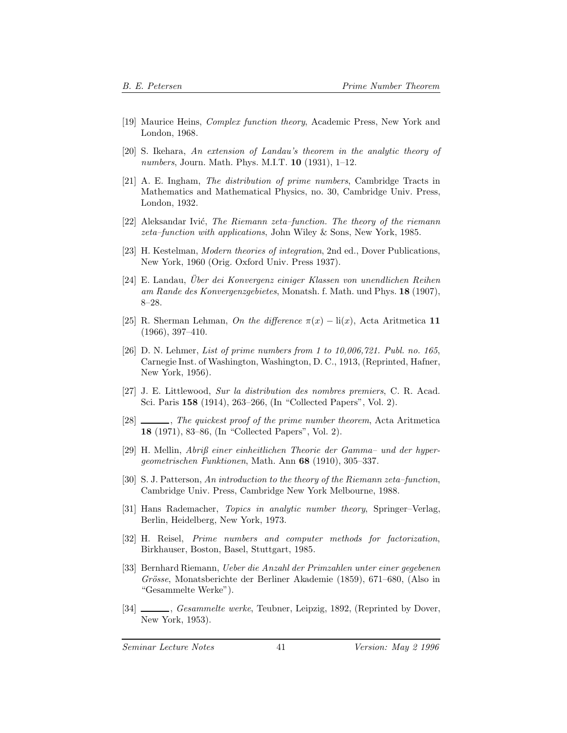[19] Maurice Heins, *Complex function theory*, Academic Press, New York and London, 1968.

[20] S. Ikehara, *An extension of Landau's theorem in the analytic theory of numbers*, Journ. Math. Phys. M.I.T. **10** (1931), 1–12.

[21] A. E. Ingham, *The distribution of prime numbers*, Cambridge Tracts in Mathematics and Mathematical Physics, no. 30, Cambridge Univ. Press, London, 1932.

[22] Aleksandar Ivić, *The Riemann zeta–function. The theory of the riemann zeta–function with applications*, John Wiley & Sons, New York, 1985.

[23] H. Kestelman, *Modern theories of integration*, 2nd ed., Dover Publications, New York, 1960 (Orig. Oxford Univ. Press 1937).

[24] E. Landau, *Über dei Konvergenz einiger Klassen von unendlichen Reihen am Rande des Konvergenzgebietes*, Monatsh. f. Math. und Phys. **18** (1907), 8–28.

[25] R. Sherman Lehman, *On the difference* $\pi(x) - \mathrm{li}(x)$, Acta Aritmetica **11** (1966), 397–410.

[26] D. N. Lehmer, *List of prime numbers from 1 to 10,006,721. Publ. no. 165*, Carnegie Inst. of Washington, Washington, D. C., 1913, (Reprinted, Hafner, New York, 1956).

[27] J. E. Littlewood, *Sur la distribution des nombres premiers*, C. R. Acad. Sci. Paris **158** (1914), 263–266, (In "Collected Papers", Vol. 2).

[28] ______, *The quickest proof of the prime number theorem*, Acta Aritmetica **18** (1971), 83–86, (In "Collected Papers", Vol. 2).

[29] H. Mellin, *Abriß einer einheitlichen Theorie der Gamma– und der hypergeometrischen Funktionen*, Math. Ann **68** (1910), 305–337.

[30] S. J. Patterson, *An introduction to the theory of the Riemann zeta–function*, Cambridge Univ. Press, Cambridge New York Melbourne, 1988.

[31] Hans Rademacher, *Topics in analytic number theory*, Springer–Verlag, Berlin, Heidelberg, New York, 1973.

[32] H. Reisel, *Prime numbers and computer methods for factorization*, Birkhauser, Boston, Basel, Stuttgart, 1985.

[33] Bernhard Riemann, *Ueber die Anzahl der Primzahlen unter einer gegebenen Grösse*, Monatsberichte der Berliner Akademie (1859), 671–680, (Also in "Gesammelte Werke").

[34] ______, *Gesammelte werke*, Teubner, Leipzig, 1892, (Reprinted by Dover, New York, 1953).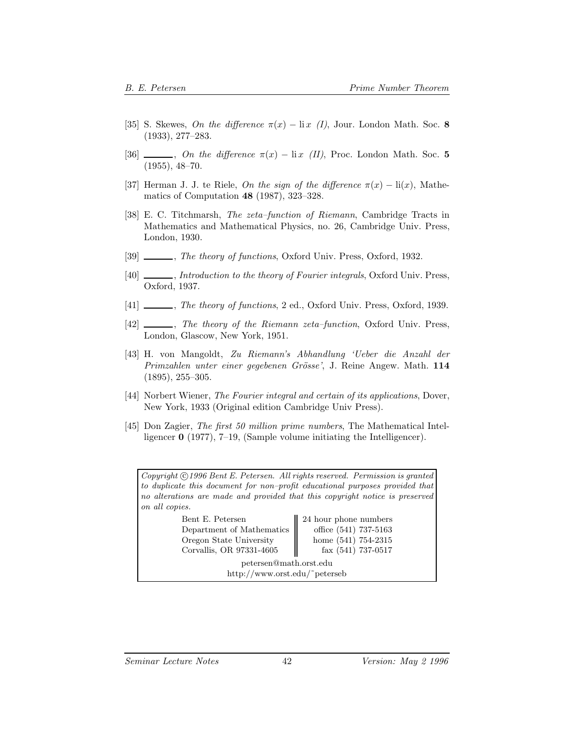[35] S. Skewes, *On the difference $\pi(x) - \operatorname{li} x$ (I)*, Jour. London Math. Soc. **8** (1933), 277–283.

[36] ______, *On the difference $\pi(x) - \operatorname{li} x$ (II)*, Proc. London Math. Soc. **5** (1955), 48–70.

[37] Herman J. J. te Riele, *On the sign of the difference $\pi(x) - \operatorname{li}(x)$*, Mathematics of Computation **48** (1987), 323–328.

[38] E. C. Titchmarsh, *The zeta–function of Riemann*, Cambridge Tracts in Mathematics and Mathematical Physics, no. 26, Cambridge Univ. Press, London, 1930.

[39] ______, *The theory of functions*, Oxford Univ. Press, Oxford, 1932.

[40] ______, *Introduction to the theory of Fourier integrals*, Oxford Univ. Press, Oxford, 1937.

[41] ______, *The theory of functions*, 2 ed., Oxford Univ. Press, Oxford, 1939.

[42] ______, *The theory of the Riemann zeta–function*, Oxford Univ. Press, London, Glascow, New York, 1951.

[43] H. von Mangoldt, *Zu Riemann's Abhandlung 'Ueber die Anzahl der Primzahlen unter einer gegebenen Grösse'*, J. Reine Angew. Math. **114** (1895), 255–305.

[44] Norbert Wiener, *The Fourier integral and certain of its applications*, Dover, New York, 1933 (Original edition Cambridge Univ Press).

[45] Don Zagier, *The first 50 million prime numbers*, The Mathematical Intelligencer **0** (1977), 7–19, (Sample volume initiating the Intelligencer).

*Copyright © 1996 Bent E. Petersen. All rights reserved. Permission is granted to duplicate this document for non–profit educational purposes provided that no alterations are made and provided that this copyright notice is preserved on all copies.*

| | |
|---|---|
| Bent E. Petersen | 24 hour phone numbers |
| Department of Mathematics | office (541) 737-5163 |
| Oregon State University | home (541) 754-2315 |
| Corvallis, OR 97331-4605 | fax (541) 737-0517 |

petersen@math.orst.edu
http://www.orst.edu/~peterseb